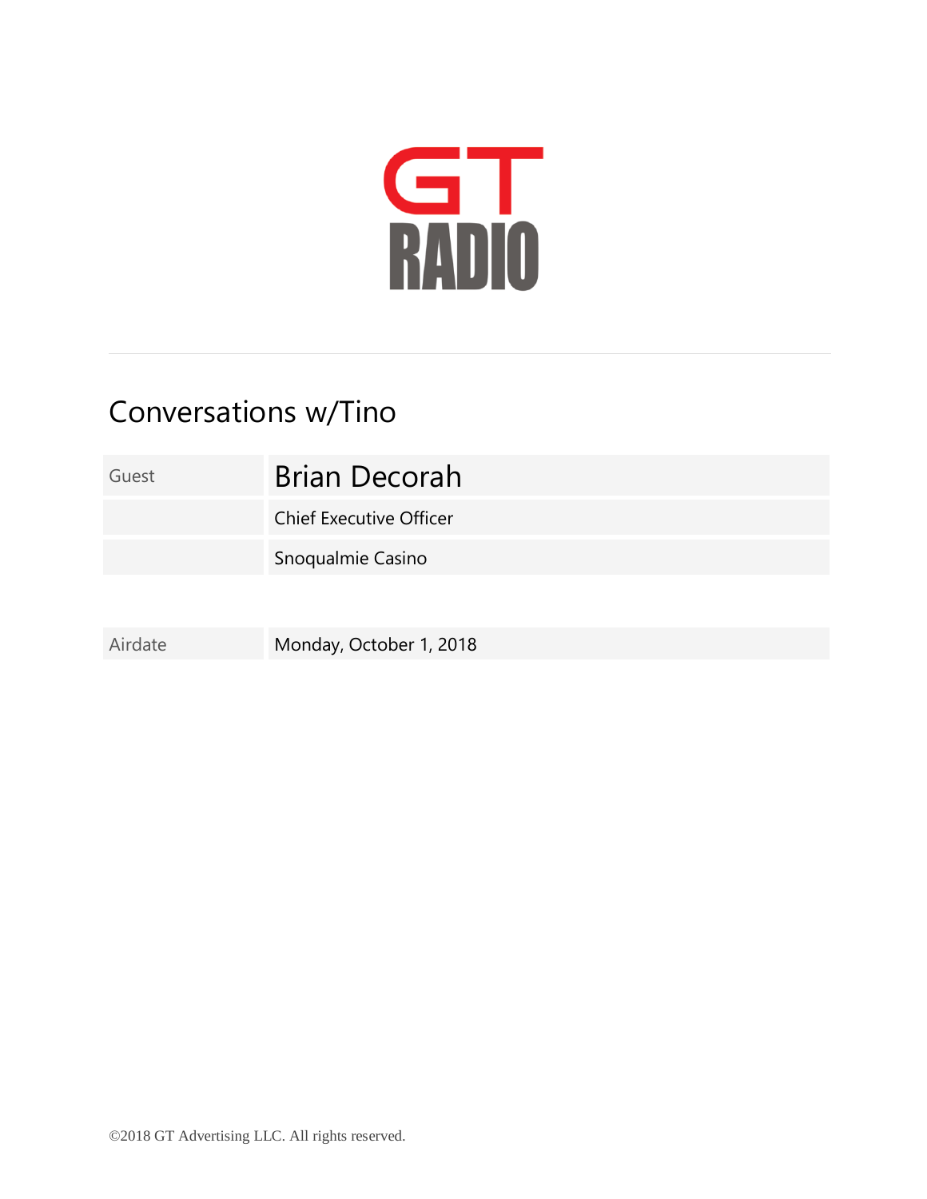GT RADIO

# Conversations w/Tino

| Guest | Brian Decorah |
| --- | --- |
| | Chief Executive Officer |
| | Snoqualmie Casino |

| Airdate | Monday, October 1, 2018 |
| --- | --- |

©2018 GT Advertising LLC. All rights reserved.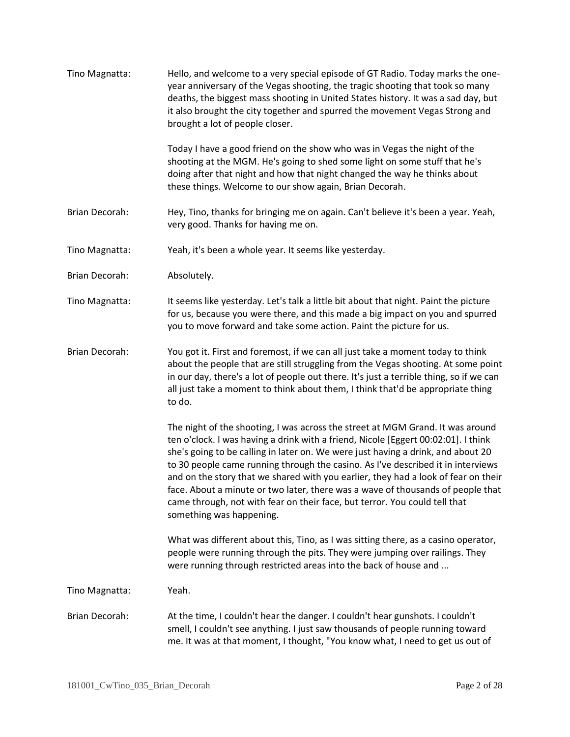**Tino Magnatta:** Hello, and welcome to a very special episode of GT Radio. Today marks the one-year anniversary of the Vegas shooting, the tragic shooting that took so many deaths, the biggest mass shooting in United States history. It was a sad day, but it also brought the city together and spurred the movement Vegas Strong and brought a lot of people closer.

Today I have a good friend on the show who was in Vegas the night of the shooting at the MGM. He's going to shed some light on some stuff that he's doing after that night and how that night changed the way he thinks about these things. Welcome to our show again, Brian Decorah.

**Brian Decorah:** Hey, Tino, thanks for bringing me on again. Can't believe it's been a year. Yeah, very good. Thanks for having me on.

**Tino Magnatta:** Yeah, it's been a whole year. It seems like yesterday.

**Brian Decorah:** Absolutely.

**Tino Magnatta:** It seems like yesterday. Let's talk a little bit about that night. Paint the picture for us, because you were there, and this made a big impact on you and spurred you to move forward and take some action. Paint the picture for us.

**Brian Decorah:** You got it. First and foremost, if we can all just take a moment today to think about the people that are still struggling from the Vegas shooting. At some point in our day, there's a lot of people out there. It's just a terrible thing, so if we can all just take a moment to think about them, I think that'd be appropriate thing to do.

The night of the shooting, I was across the street at MGM Grand. It was around ten o'clock. I was having a drink with a friend, Nicole [Eggert 00:02:01]. I think she's going to be calling in later on. We were just having a drink, and about 20 to 30 people came running through the casino. As I've described it in interviews and on the story that we shared with you earlier, they had a look of fear on their face. About a minute or two later, there was a wave of thousands of people that came through, not with fear on their face, but terror. You could tell that something was happening.

What was different about this, Tino, as I was sitting there, as a casino operator, people were running through the pits. They were jumping over railings. They were running through restricted areas into the back of house and ...

**Tino Magnatta:** Yeah.

**Brian Decorah:** At the time, I couldn't hear the danger. I couldn't hear gunshots. I couldn't smell, I couldn't see anything. I just saw thousands of people running toward me. It was at that moment, I thought, "You know what, I need to get us out of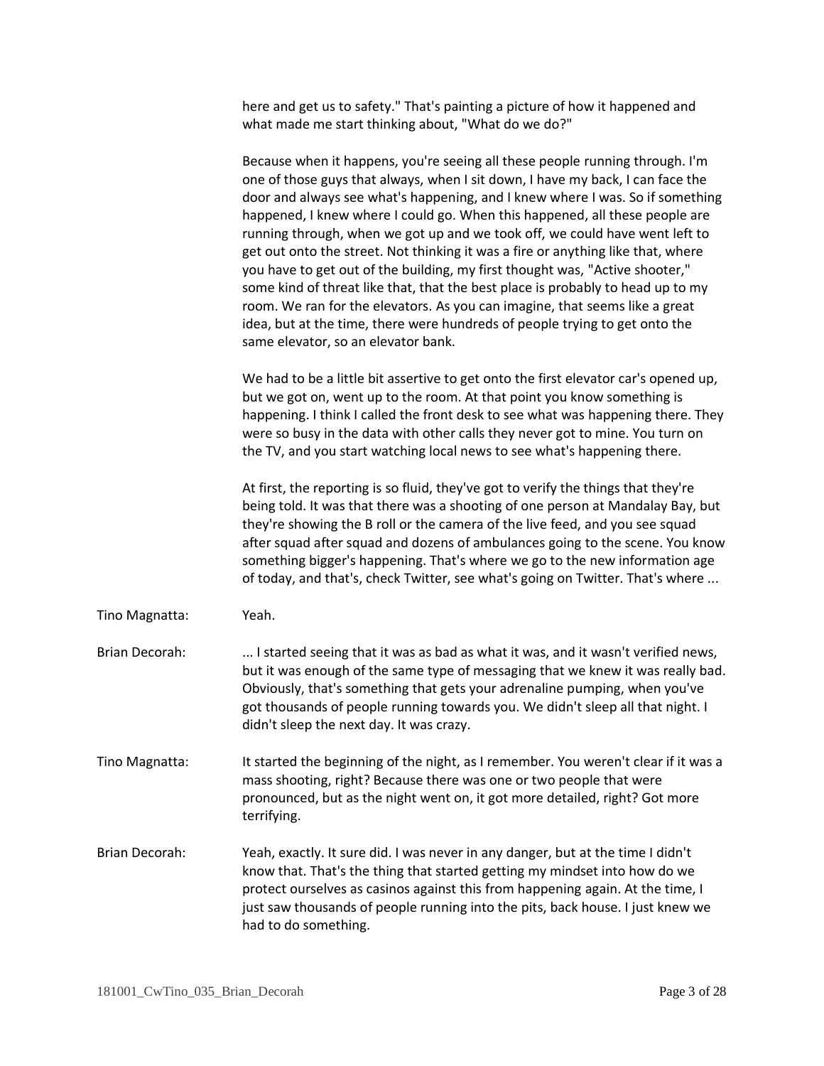here and get us to safety." That's painting a picture of how it happened and what made me start thinking about, "What do we do?"

Because when it happens, you're seeing all these people running through. I'm one of those guys that always, when I sit down, I have my back, I can face the door and always see what's happening, and I knew where I was. So if something happened, I knew where I could go. When this happened, all these people are running through, when we got up and we took off, we could have went left to get out onto the street. Not thinking it was a fire or anything like that, where you have to get out of the building, my first thought was, "Active shooter," some kind of threat like that, that the best place is probably to head up to my room. We ran for the elevators. As you can imagine, that seems like a great idea, but at the time, there were hundreds of people trying to get onto the same elevator, so an elevator bank.

We had to be a little bit assertive to get onto the first elevator car's opened up, but we got on, went up to the room. At that point you know something is happening. I think I called the front desk to see what was happening there. They were so busy in the data with other calls they never got to mine. You turn on the TV, and you start watching local news to see what's happening there.

At first, the reporting is so fluid, they've got to verify the things that they're being told. It was that there was a shooting of one person at Mandalay Bay, but they're showing the B roll or the camera of the live feed, and you see squad after squad and dozens of ambulances going to the scene. You know something bigger's happening. That's where we go to the new information age of today, and that's, check Twitter, see what's going on Twitter. That's where ...

Tino Magnatta: Yeah.

Brian Decorah: ... I started seeing that it was as bad as what it was, and it wasn't verified news, but it was enough of the same type of messaging that we knew it was really bad. Obviously, that's something that gets your adrenaline pumping, when you've got thousands of people running towards you. We didn't sleep all that night. I didn't sleep the next day. It was crazy.

Tino Magnatta: It started the beginning of the night, as I remember. You weren't clear if it was a mass shooting, right? Because there was one or two people that were pronounced, but as the night went on, it got more detailed, right? Got more terrifying.

Brian Decorah: Yeah, exactly. It sure did. I was never in any danger, but at the time I didn't know that. That's the thing that started getting my mindset into how do we protect ourselves as casinos against this from happening again. At the time, I just saw thousands of people running into the pits, back house. I just knew we had to do something.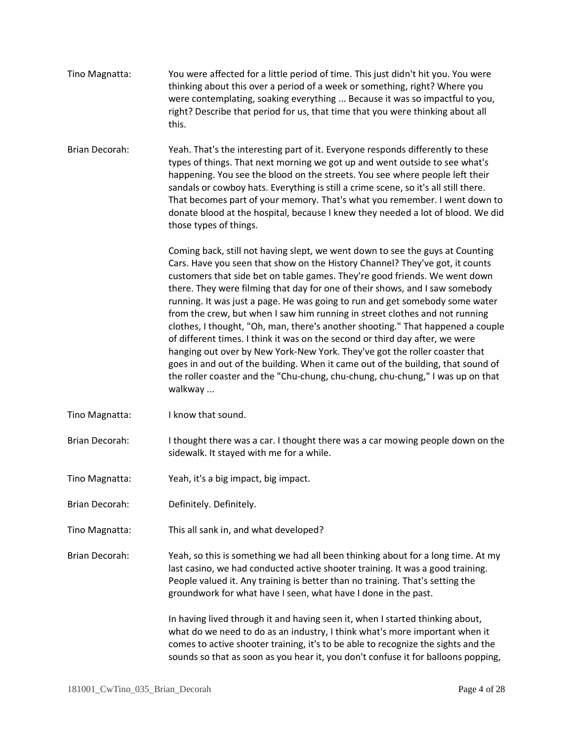Tino Magnatta: You were affected for a little period of time. This just didn't hit you. You were thinking about this over a period of a week or something, right? Where you were contemplating, soaking everything ... Because it was so impactful to you, right? Describe that period for us, that time that you were thinking about all this.

Brian Decorah: Yeah. That's the interesting part of it. Everyone responds differently to these types of things. That next morning we got up and went outside to see what's happening. You see the blood on the streets. You see where people left their sandals or cowboy hats. Everything is still a crime scene, so it's all still there. That becomes part of your memory. That's what you remember. I went down to donate blood at the hospital, because I knew they needed a lot of blood. We did those types of things.

Coming back, still not having slept, we went down to see the guys at Counting Cars. Have you seen that show on the History Channel? They've got, it counts customers that side bet on table games. They're good friends. We went down there. They were filming that day for one of their shows, and I saw somebody running. It was just a page. He was going to run and get somebody some water from the crew, but when I saw him running in street clothes and not running clothes, I thought, "Oh, man, there's another shooting." That happened a couple of different times. I think it was on the second or third day after, we were hanging out over by New York-New York. They've got the roller coaster that goes in and out of the building. When it came out of the building, that sound of the roller coaster and the "Chu-chung, chu-chung, chu-chung," I was up on that walkway ...

Tino Magnatta: I know that sound.

Brian Decorah: I thought there was a car. I thought there was a car mowing people down on the sidewalk. It stayed with me for a while.

Tino Magnatta: Yeah, it's a big impact, big impact.

Brian Decorah: Definitely. Definitely.

Tino Magnatta: This all sank in, and what developed?

Brian Decorah: Yeah, so this is something we had all been thinking about for a long time. At my last casino, we had conducted active shooter training. It was a good training. People valued it. Any training is better than no training. That's setting the groundwork for what have I seen, what have I done in the past.

In having lived through it and having seen it, when I started thinking about, what do we need to do as an industry, I think what's more important when it comes to active shooter training, it's to be able to recognize the sights and the sounds so that as soon as you hear it, you don't confuse it for balloons popping,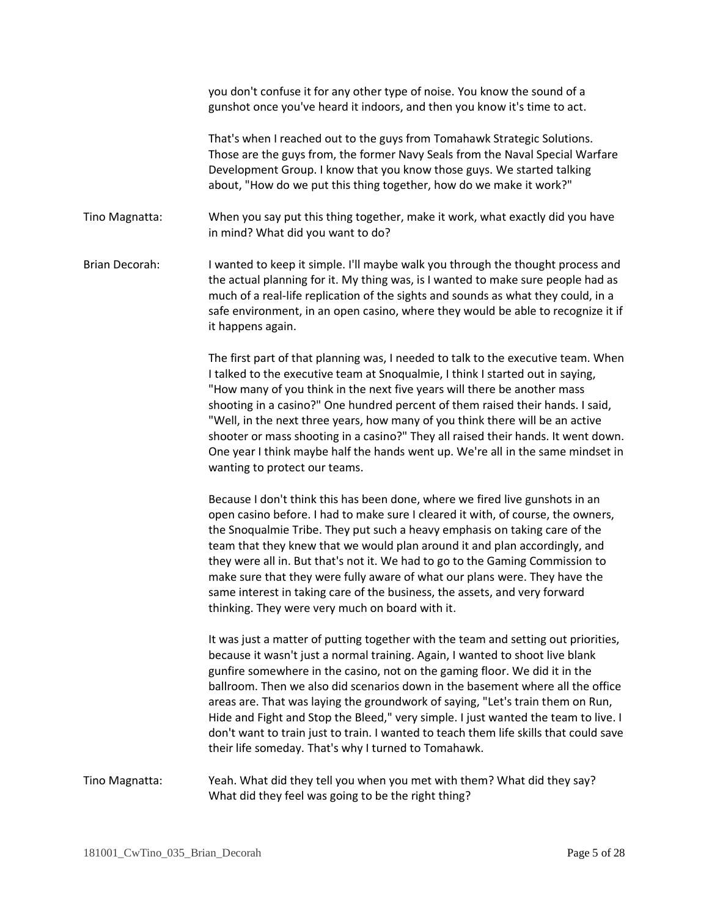you don't confuse it for any other type of noise. You know the sound of a gunshot once you've heard it indoors, and then you know it's time to act.

That's when I reached out to the guys from Tomahawk Strategic Solutions. Those are the guys from, the former Navy Seals from the Naval Special Warfare Development Group. I know that you know those guys. We started talking about, "How do we put this thing together, how do we make it work?"

Tino Magnatta: When you say put this thing together, make it work, what exactly did you have in mind? What did you want to do?

Brian Decorah: I wanted to keep it simple. I'll maybe walk you through the thought process and the actual planning for it. My thing was, is I wanted to make sure people had as much of a real-life replication of the sights and sounds as what they could, in a safe environment, in an open casino, where they would be able to recognize it if it happens again.

The first part of that planning was, I needed to talk to the executive team. When I talked to the executive team at Snoqualmie, I think I started out in saying, "How many of you think in the next five years will there be another mass shooting in a casino?" One hundred percent of them raised their hands. I said, "Well, in the next three years, how many of you think there will be an active shooter or mass shooting in a casino?" They all raised their hands. It went down. One year I think maybe half the hands went up. We're all in the same mindset in wanting to protect our teams.

Because I don't think this has been done, where we fired live gunshots in an open casino before. I had to make sure I cleared it with, of course, the owners, the Snoqualmie Tribe. They put such a heavy emphasis on taking care of the team that they knew that we would plan around it and plan accordingly, and they were all in. But that's not it. We had to go to the Gaming Commission to make sure that they were fully aware of what our plans were. They have the same interest in taking care of the business, the assets, and very forward thinking. They were very much on board with it.

It was just a matter of putting together with the team and setting out priorities, because it wasn't just a normal training. Again, I wanted to shoot live blank gunfire somewhere in the casino, not on the gaming floor. We did it in the ballroom. Then we also did scenarios down in the basement where all the office areas are. That was laying the groundwork of saying, "Let's train them on Run, Hide and Fight and Stop the Bleed," very simple. I just wanted the team to live. I don't want to train just to train. I wanted to teach them life skills that could save their life someday. That's why I turned to Tomahawk.

Tino Magnatta: Yeah. What did they tell you when you met with them? What did they say? What did they feel was going to be the right thing?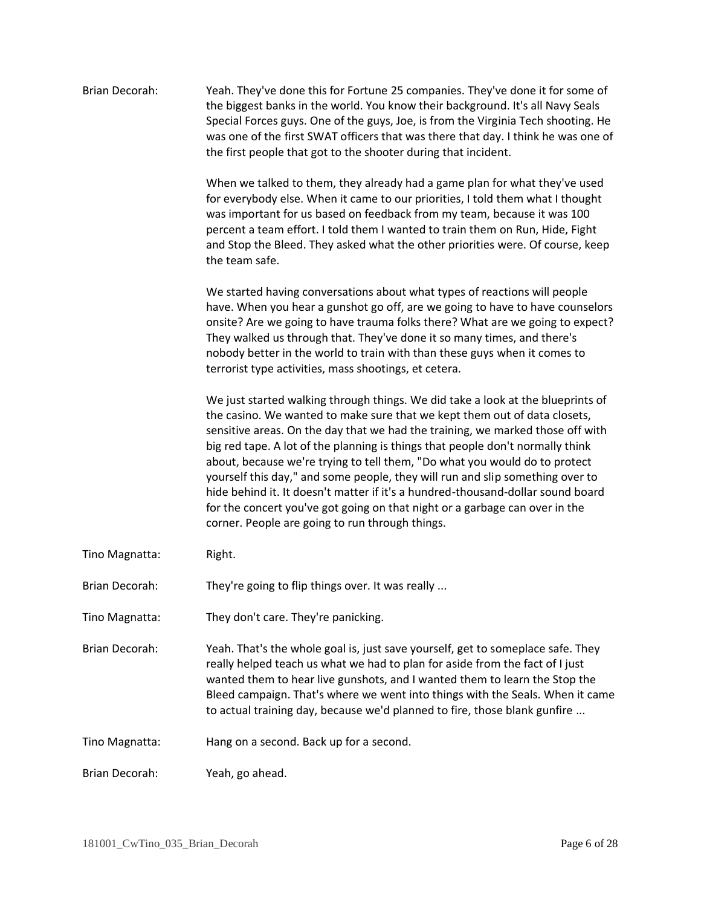Brian Decorah: Yeah. They've done this for Fortune 25 companies. They've done it for some of the biggest banks in the world. You know their background. It's all Navy Seals Special Forces guys. One of the guys, Joe, is from the Virginia Tech shooting. He was one of the first SWAT officers that was there that day. I think he was one of the first people that got to the shooter during that incident.

When we talked to them, they already had a game plan for what they've used for everybody else. When it came to our priorities, I told them what I thought was important for us based on feedback from my team, because it was 100 percent a team effort. I told them I wanted to train them on Run, Hide, Fight and Stop the Bleed. They asked what the other priorities were. Of course, keep the team safe.

We started having conversations about what types of reactions will people have. When you hear a gunshot go off, are we going to have to have counselors onsite? Are we going to have trauma folks there? What are we going to expect? They walked us through that. They've done it so many times, and there's nobody better in the world to train with than these guys when it comes to terrorist type activities, mass shootings, et cetera.

We just started walking through things. We did take a look at the blueprints of the casino. We wanted to make sure that we kept them out of data closets, sensitive areas. On the day that we had the training, we marked those off with big red tape. A lot of the planning is things that people don't normally think about, because we're trying to tell them, "Do what you would do to protect yourself this day," and some people, they will run and slip something over to hide behind it. It doesn't matter if it's a hundred-thousand-dollar sound board for the concert you've got going on that night or a garbage can over in the corner. People are going to run through things.

Tino Magnatta: Right.

Brian Decorah: They're going to flip things over. It was really ...

Tino Magnatta: They don't care. They're panicking.

Brian Decorah: Yeah. That's the whole goal is, just save yourself, get to someplace safe. They really helped teach us what we had to plan for aside from the fact of I just wanted them to hear live gunshots, and I wanted them to learn the Stop the Bleed campaign. That's where we went into things with the Seals. When it came to actual training day, because we'd planned to fire, those blank gunfire ...

Tino Magnatta: Hang on a second. Back up for a second.

Brian Decorah: Yeah, go ahead.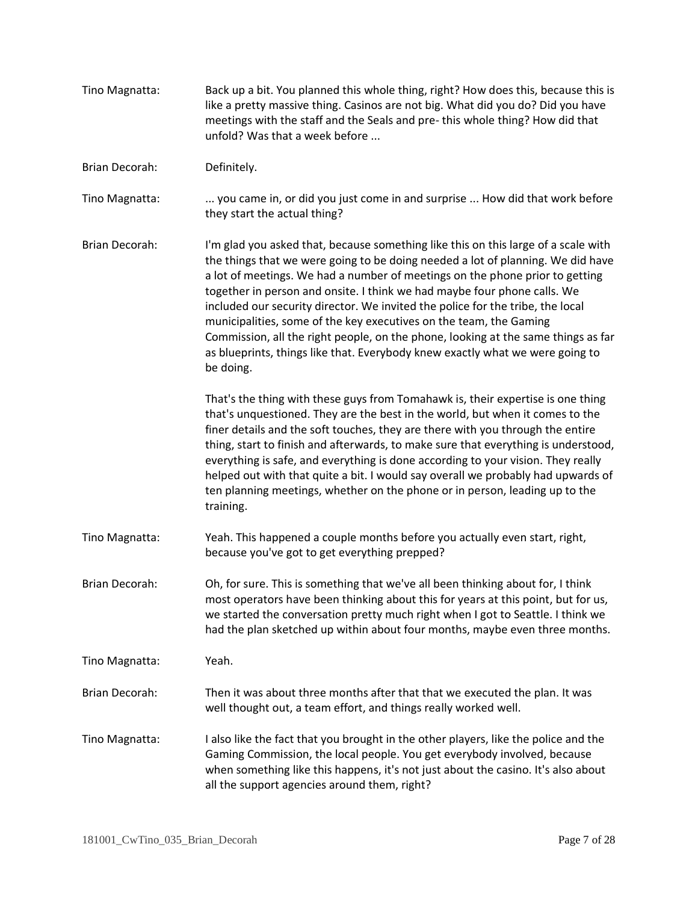Tino Magnatta: Back up a bit. You planned this whole thing, right? How does this, because this is like a pretty massive thing. Casinos are not big. What did you do? Did you have meetings with the staff and the Seals and pre- this whole thing? How did that unfold? Was that a week before ...

Brian Decorah: Definitely.

Tino Magnatta: ... you came in, or did you just come in and surprise ... How did that work before they start the actual thing?

Brian Decorah: I'm glad you asked that, because something like this on this large of a scale with the things that we were going to be doing needed a lot of planning. We did have a lot of meetings. We had a number of meetings on the phone prior to getting together in person and onsite. I think we had maybe four phone calls. We included our security director. We invited the police for the tribe, the local municipalities, some of the key executives on the team, the Gaming Commission, all the right people, on the phone, looking at the same things as far as blueprints, things like that. Everybody knew exactly what we were going to be doing.

That's the thing with these guys from Tomahawk is, their expertise is one thing that's unquestioned. They are the best in the world, but when it comes to the finer details and the soft touches, they are there with you through the entire thing, start to finish and afterwards, to make sure that everything is understood, everything is safe, and everything is done according to your vision. They really helped out with that quite a bit. I would say overall we probably had upwards of ten planning meetings, whether on the phone or in person, leading up to the training.

Tino Magnatta: Yeah. This happened a couple months before you actually even start, right, because you've got to get everything prepped?

Brian Decorah: Oh, for sure. This is something that we've all been thinking about for, I think most operators have been thinking about this for years at this point, but for us, we started the conversation pretty much right when I got to Seattle. I think we had the plan sketched up within about four months, maybe even three months.

Tino Magnatta: Yeah.

Brian Decorah: Then it was about three months after that that we executed the plan. It was well thought out, a team effort, and things really worked well.

Tino Magnatta: I also like the fact that you brought in the other players, like the police and the Gaming Commission, the local people. You get everybody involved, because when something like this happens, it's not just about the casino. It's also about all the support agencies around them, right?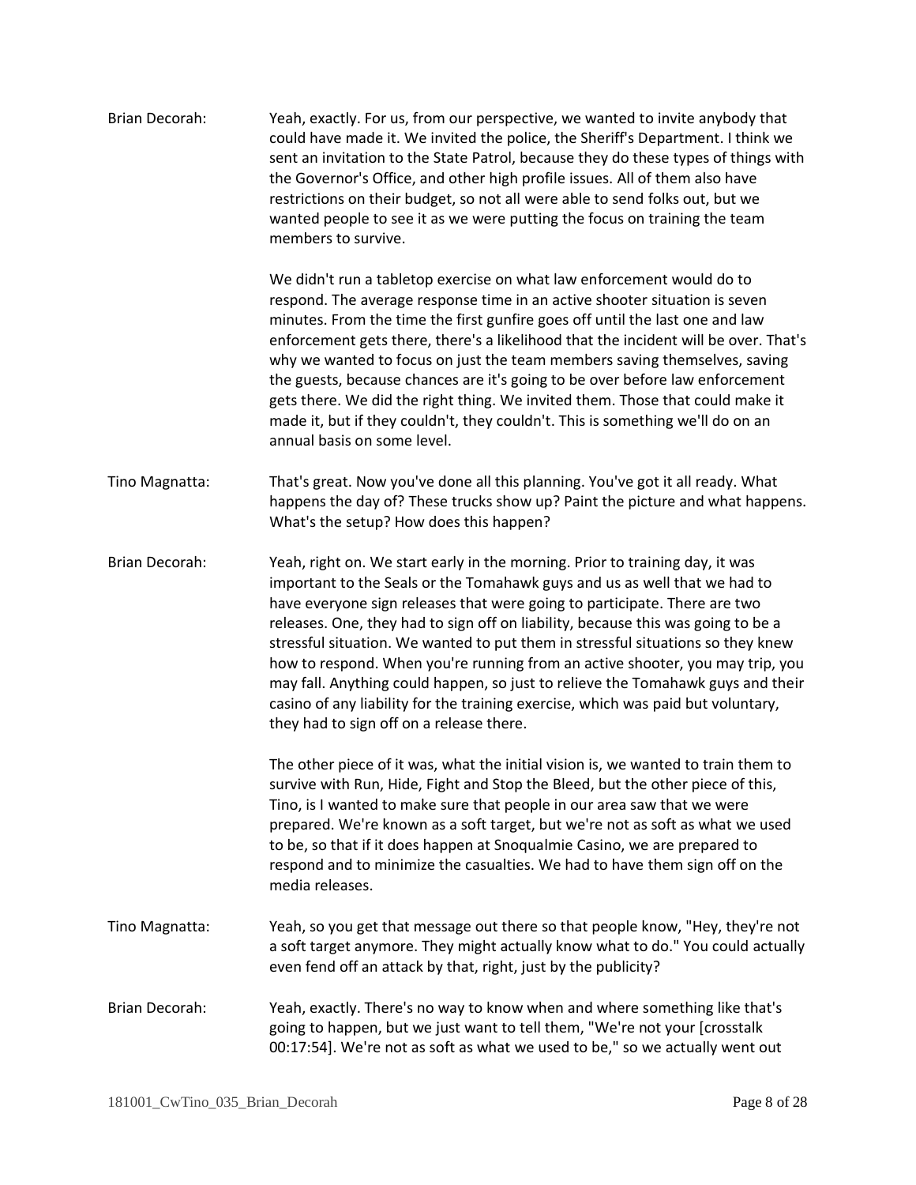Brian Decorah: Yeah, exactly. For us, from our perspective, we wanted to invite anybody that could have made it. We invited the police, the Sheriff's Department. I think we sent an invitation to the State Patrol, because they do these types of things with the Governor's Office, and other high profile issues. All of them also have restrictions on their budget, so not all were able to send folks out, but we wanted people to see it as we were putting the focus on training the team members to survive.

We didn't run a tabletop exercise on what law enforcement would do to respond. The average response time in an active shooter situation is seven minutes. From the time the first gunfire goes off until the last one and law enforcement gets there, there's a likelihood that the incident will be over. That's why we wanted to focus on just the team members saving themselves, saving the guests, because chances are it's going to be over before law enforcement gets there. We did the right thing. We invited them. Those that could make it made it, but if they couldn't, they couldn't. This is something we'll do on an annual basis on some level.

Tino Magnatta: That's great. Now you've done all this planning. You've got it all ready. What happens the day of? These trucks show up? Paint the picture and what happens. What's the setup? How does this happen?

Brian Decorah: Yeah, right on. We start early in the morning. Prior to training day, it was important to the Seals or the Tomahawk guys and us as well that we had to have everyone sign releases that were going to participate. There are two releases. One, they had to sign off on liability, because this was going to be a stressful situation. We wanted to put them in stressful situations so they knew how to respond. When you're running from an active shooter, you may trip, you may fall. Anything could happen, so just to relieve the Tomahawk guys and their casino of any liability for the training exercise, which was paid but voluntary, they had to sign off on a release there.

The other piece of it was, what the initial vision is, we wanted to train them to survive with Run, Hide, Fight and Stop the Bleed, but the other piece of this, Tino, is I wanted to make sure that people in our area saw that we were prepared. We're known as a soft target, but we're not as soft as what we used to be, so that if it does happen at Snoqualmie Casino, we are prepared to respond and to minimize the casualties. We had to have them sign off on the media releases.

Tino Magnatta: Yeah, so you get that message out there so that people know, "Hey, they're not a soft target anymore. They might actually know what to do." You could actually even fend off an attack by that, right, just by the publicity?

Brian Decorah: Yeah, exactly. There's no way to know when and where something like that's going to happen, but we just want to tell them, "We're not your [crosstalk 00:17:54]. We're not as soft as what we used to be," so we actually went out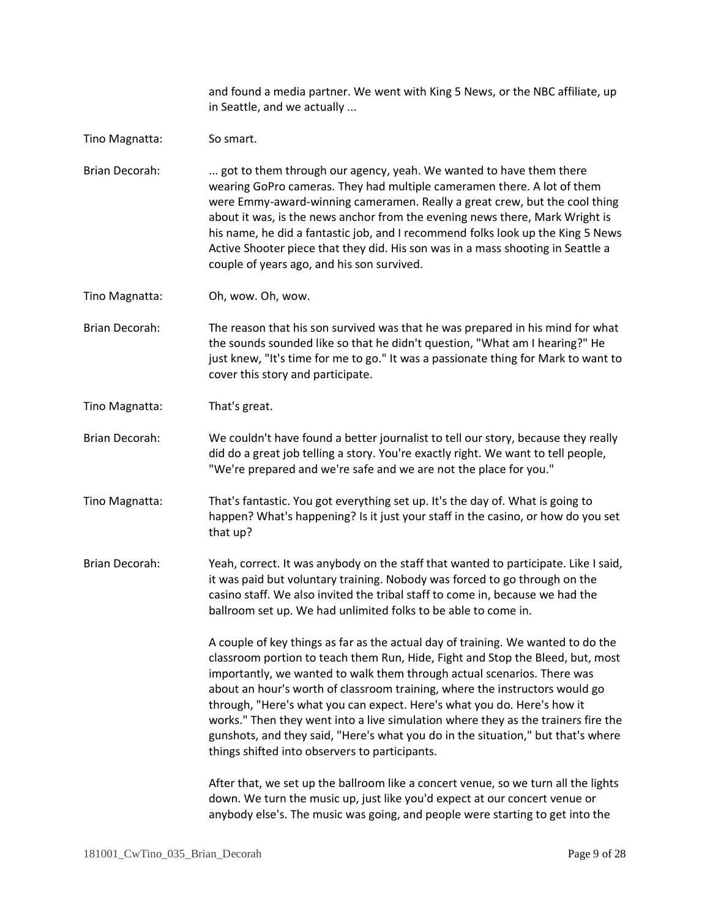and found a media partner. We went with King 5 News, or the NBC affiliate, up in Seattle, and we actually ...

Tino Magnatta: So smart.

Brian Decorah: ... got to them through our agency, yeah. We wanted to have them there wearing GoPro cameras. They had multiple cameramen there. A lot of them were Emmy-award-winning cameramen. Really a great crew, but the cool thing about it was, is the news anchor from the evening news there, Mark Wright is his name, he did a fantastic job, and I recommend folks look up the King 5 News Active Shooter piece that they did. His son was in a mass shooting in Seattle a couple of years ago, and his son survived.

Tino Magnatta: Oh, wow. Oh, wow.

Brian Decorah: The reason that his son survived was that he was prepared in his mind for what the sounds sounded like so that he didn't question, "What am I hearing?" He just knew, "It's time for me to go." It was a passionate thing for Mark to want to cover this story and participate.

Tino Magnatta: That's great.

Brian Decorah: We couldn't have found a better journalist to tell our story, because they really did do a great job telling a story. You're exactly right. We want to tell people, "We're prepared and we're safe and we are not the place for you."

Tino Magnatta: That's fantastic. You got everything set up. It's the day of. What is going to happen? What's happening? Is it just your staff in the casino, or how do you set that up?

Brian Decorah: Yeah, correct. It was anybody on the staff that wanted to participate. Like I said, it was paid but voluntary training. Nobody was forced to go through on the casino staff. We also invited the tribal staff to come in, because we had the ballroom set up. We had unlimited folks to be able to come in.

A couple of key things as far as the actual day of training. We wanted to do the classroom portion to teach them Run, Hide, Fight and Stop the Bleed, but, most importantly, we wanted to walk them through actual scenarios. There was about an hour's worth of classroom training, where the instructors would go through, "Here's what you can expect. Here's what you do. Here's how it works." Then they went into a live simulation where they as the trainers fire the gunshots, and they said, "Here's what you do in the situation," but that's where things shifted into observers to participants.

After that, we set up the ballroom like a concert venue, so we turn all the lights down. We turn the music up, just like you'd expect at our concert venue or anybody else's. The music was going, and people were starting to get into the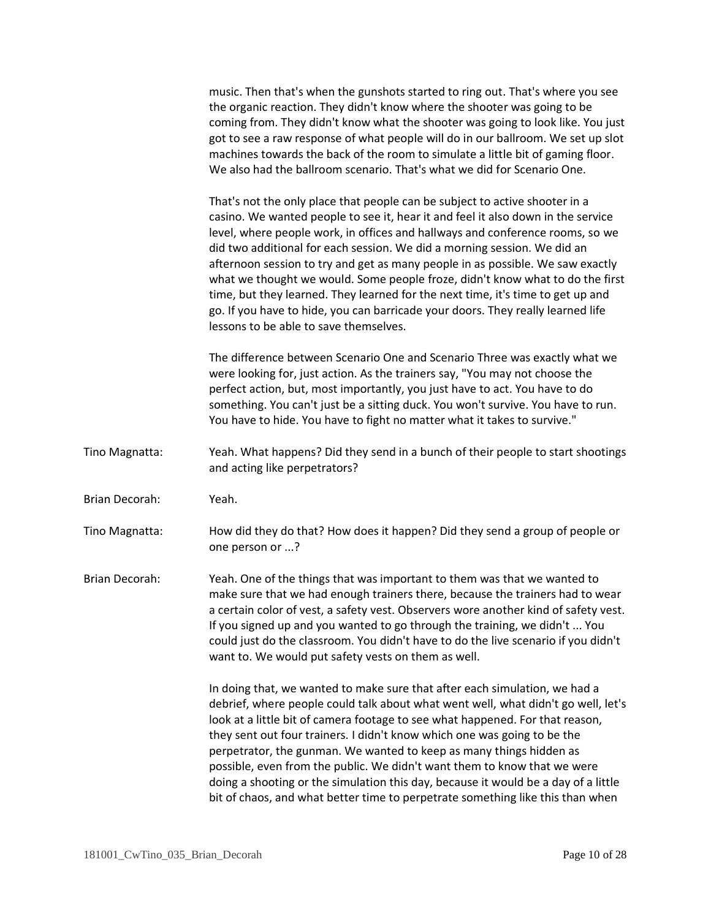music. Then that's when the gunshots started to ring out. That's where you see the organic reaction. They didn't know where the shooter was going to be coming from. They didn't know what the shooter was going to look like. You just got to see a raw response of what people will do in our ballroom. We set up slot machines towards the back of the room to simulate a little bit of gaming floor. We also had the ballroom scenario. That's what we did for Scenario One.

That's not the only place that people can be subject to active shooter in a casino. We wanted people to see it, hear it and feel it also down in the service level, where people work, in offices and hallways and conference rooms, so we did two additional for each session. We did a morning session. We did an afternoon session to try and get as many people in as possible. We saw exactly what we thought we would. Some people froze, didn't know what to do the first time, but they learned. They learned for the next time, it's time to get up and go. If you have to hide, you can barricade your doors. They really learned life lessons to be able to save themselves.

The difference between Scenario One and Scenario Three was exactly what we were looking for, just action. As the trainers say, "You may not choose the perfect action, but, most importantly, you just have to act. You have to do something. You can't just be a sitting duck. You won't survive. You have to run. You have to hide. You have to fight no matter what it takes to survive."

Tino Magnatta: Yeah. What happens? Did they send in a bunch of their people to start shootings and acting like perpetrators?

Brian Decorah: Yeah.

Tino Magnatta: How did they do that? How does it happen? Did they send a group of people or one person or ...?

Brian Decorah: Yeah. One of the things that was important to them was that we wanted to make sure that we had enough trainers there, because the trainers had to wear a certain color of vest, a safety vest. Observers wore another kind of safety vest. If you signed up and you wanted to go through the training, we didn't ... You could just do the classroom. You didn't have to do the live scenario if you didn't want to. We would put safety vests on them as well.

In doing that, we wanted to make sure that after each simulation, we had a debrief, where people could talk about what went well, what didn't go well, let's look at a little bit of camera footage to see what happened. For that reason, they sent out four trainers. I didn't know which one was going to be the perpetrator, the gunman. We wanted to keep as many things hidden as possible, even from the public. We didn't want them to know that we were doing a shooting or the simulation this day, because it would be a day of a little bit of chaos, and what better time to perpetrate something like this than when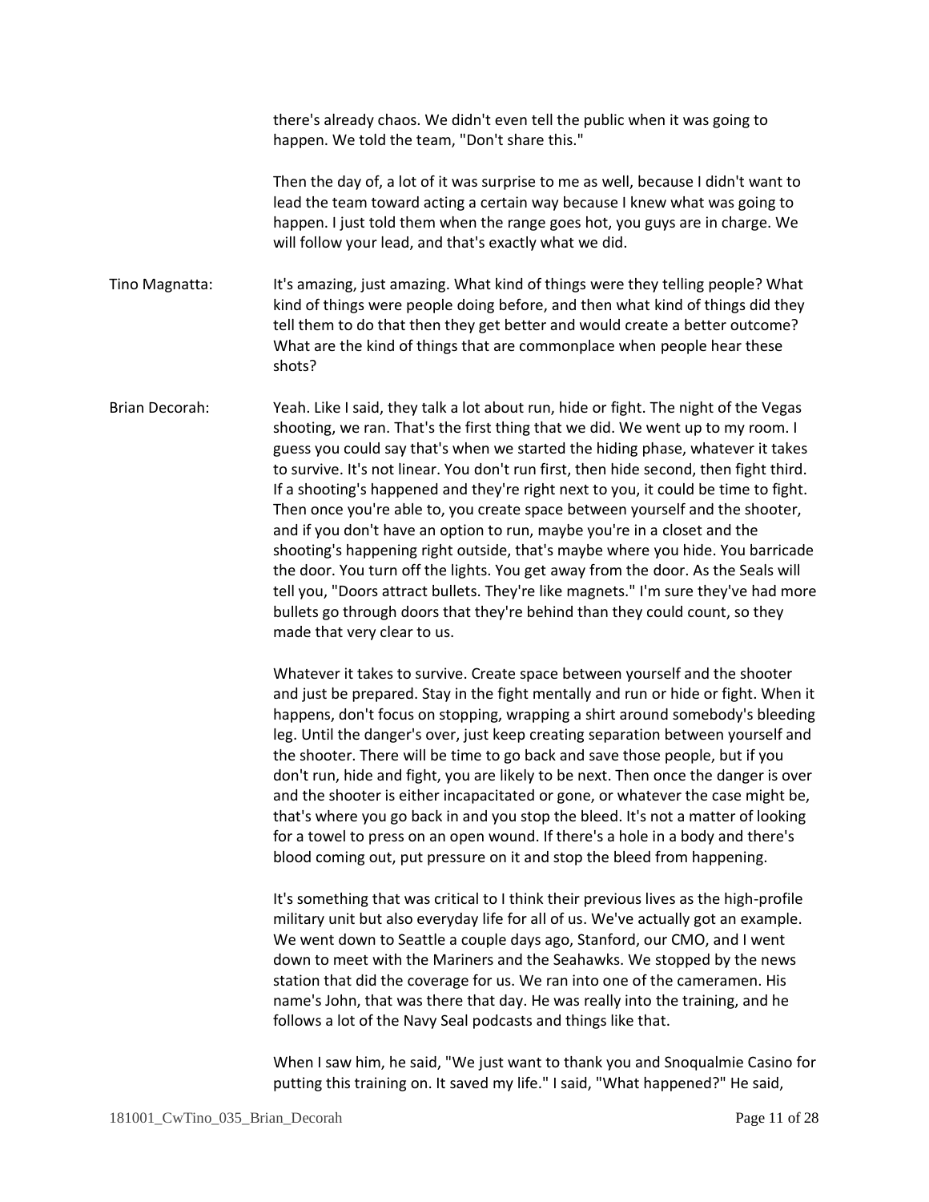there's already chaos. We didn't even tell the public when it was going to happen. We told the team, "Don't share this."

Then the day of, a lot of it was surprise to me as well, because I didn't want to lead the team toward acting a certain way because I knew what was going to happen. I just told them when the range goes hot, you guys are in charge. We will follow your lead, and that's exactly what we did.

Tino Magnatta: It's amazing, just amazing. What kind of things were they telling people? What kind of things were people doing before, and then what kind of things did they tell them to do that then they get better and would create a better outcome? What are the kind of things that are commonplace when people hear these shots?

Brian Decorah: Yeah. Like I said, they talk a lot about run, hide or fight. The night of the Vegas shooting, we ran. That's the first thing that we did. We went up to my room. I guess you could say that's when we started the hiding phase, whatever it takes to survive. It's not linear. You don't run first, then hide second, then fight third. If a shooting's happened and they're right next to you, it could be time to fight. Then once you're able to, you create space between yourself and the shooter, and if you don't have an option to run, maybe you're in a closet and the shooting's happening right outside, that's maybe where you hide. You barricade the door. You turn off the lights. You get away from the door. As the Seals will tell you, "Doors attract bullets. They're like magnets." I'm sure they've had more bullets go through doors that they're behind than they could count, so they made that very clear to us.

Whatever it takes to survive. Create space between yourself and the shooter and just be prepared. Stay in the fight mentally and run or hide or fight. When it happens, don't focus on stopping, wrapping a shirt around somebody's bleeding leg. Until the danger's over, just keep creating separation between yourself and the shooter. There will be time to go back and save those people, but if you don't run, hide and fight, you are likely to be next. Then once the danger is over and the shooter is either incapacitated or gone, or whatever the case might be, that's where you go back in and you stop the bleed. It's not a matter of looking for a towel to press on an open wound. If there's a hole in a body and there's blood coming out, put pressure on it and stop the bleed from happening.

It's something that was critical to I think their previous lives as the high-profile military unit but also everyday life for all of us. We've actually got an example. We went down to Seattle a couple days ago, Stanford, our CMO, and I went down to meet with the Mariners and the Seahawks. We stopped by the news station that did the coverage for us. We ran into one of the cameramen. His name's John, that was there that day. He was really into the training, and he follows a lot of the Navy Seal podcasts and things like that.

When I saw him, he said, "We just want to thank you and Snoqualmie Casino for putting this training on. It saved my life." I said, "What happened?" He said,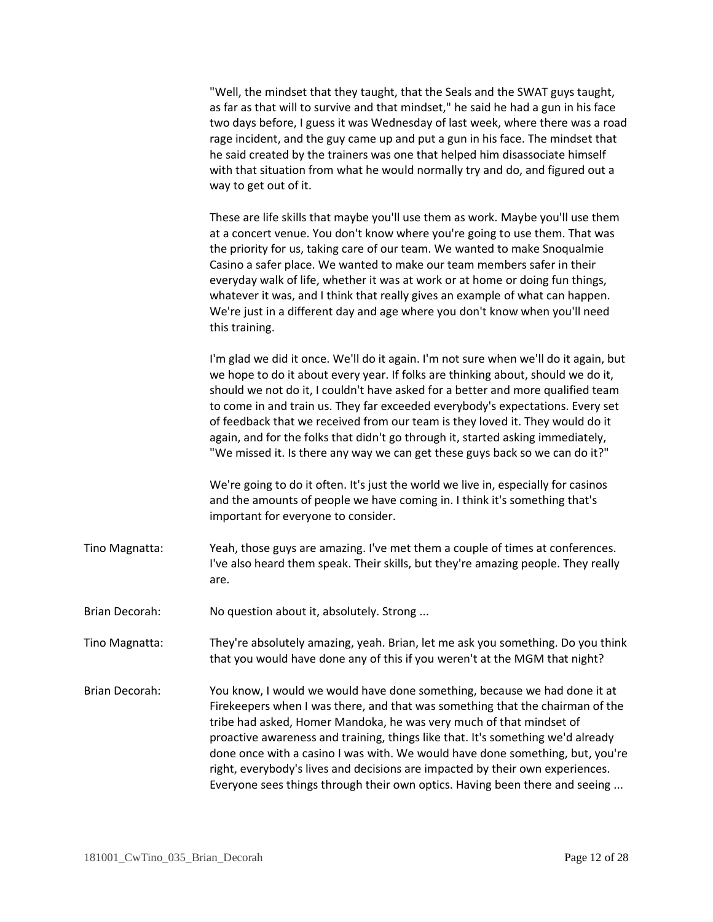"Well, the mindset that they taught, that the Seals and the SWAT guys taught, as far as that will to survive and that mindset," he said he had a gun in his face two days before, I guess it was Wednesday of last week, where there was a road rage incident, and the guy came up and put a gun in his face. The mindset that he said created by the trainers was one that helped him disassociate himself with that situation from what he would normally try and do, and figured out a way to get out of it.

These are life skills that maybe you'll use them as work. Maybe you'll use them at a concert venue. You don't know where you're going to use them. That was the priority for us, taking care of our team. We wanted to make Snoqualmie Casino a safer place. We wanted to make our team members safer in their everyday walk of life, whether it was at work or at home or doing fun things, whatever it was, and I think that really gives an example of what can happen. We're just in a different day and age where you don't know when you'll need this training.

I'm glad we did it once. We'll do it again. I'm not sure when we'll do it again, but we hope to do it about every year. If folks are thinking about, should we do it, should we not do it, I couldn't have asked for a better and more qualified team to come in and train us. They far exceeded everybody's expectations. Every set of feedback that we received from our team is they loved it. They would do it again, and for the folks that didn't go through it, started asking immediately, "We missed it. Is there any way we can get these guys back so we can do it?"

We're going to do it often. It's just the world we live in, especially for casinos and the amounts of people we have coming in. I think it's something that's important for everyone to consider.

Tino Magnatta: Yeah, those guys are amazing. I've met them a couple of times at conferences. I've also heard them speak. Their skills, but they're amazing people. They really are.

Brian Decorah: No question about it, absolutely. Strong ...

Tino Magnatta: They're absolutely amazing, yeah. Brian, let me ask you something. Do you think that you would have done any of this if you weren't at the MGM that night?

Brian Decorah: You know, I would we would have done something, because we had done it at Firekeepers when I was there, and that was something that the chairman of the tribe had asked, Homer Mandoka, he was very much of that mindset of proactive awareness and training, things like that. It's something we'd already done once with a casino I was with. We would have done something, but, you're right, everybody's lives and decisions are impacted by their own experiences. Everyone sees things through their own optics. Having been there and seeing ...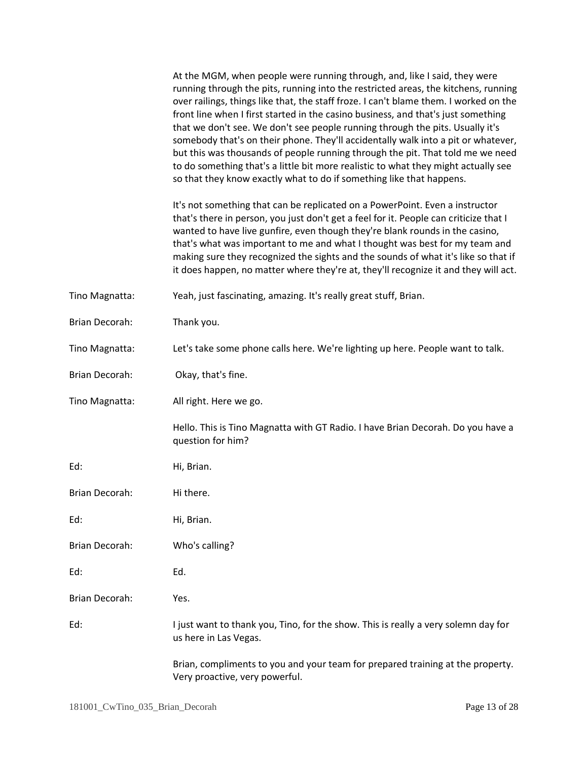At the MGM, when people were running through, and, like I said, they were running through the pits, running into the restricted areas, the kitchens, running over railings, things like that, the staff froze. I can't blame them. I worked on the front line when I first started in the casino business, and that's just something that we don't see. We don't see people running through the pits. Usually it's somebody that's on their phone. They'll accidentally walk into a pit or whatever, but this was thousands of people running through the pit. That told me we need to do something that's a little bit more realistic to what they might actually see so that they know exactly what to do if something like that happens.

It's not something that can be replicated on a PowerPoint. Even a instructor that's there in person, you just don't get a feel for it. People can criticize that I wanted to have live gunfire, even though they're blank rounds in the casino, that's what was important to me and what I thought was best for my team and making sure they recognized the sights and the sounds of what it's like so that if it does happen, no matter where they're at, they'll recognize it and they will act.

Tino Magnatta: Yeah, just fascinating, amazing. It's really great stuff, Brian.

Brian Decorah: Thank you.

Tino Magnatta: Let's take some phone calls here. We're lighting up here. People want to talk.

Brian Decorah: Okay, that's fine.

Tino Magnatta: All right. Here we go.

Hello. This is Tino Magnatta with GT Radio. I have Brian Decorah. Do you have a question for him?

Ed: Hi, Brian.

Brian Decorah: Hi there.

Ed: Hi, Brian.

Brian Decorah: Who's calling?

Ed: Ed.

Brian Decorah: Yes.

Ed: I just want to thank you, Tino, for the show. This is really a very solemn day for us here in Las Vegas.

Brian, compliments to you and your team for prepared training at the property. Very proactive, very powerful.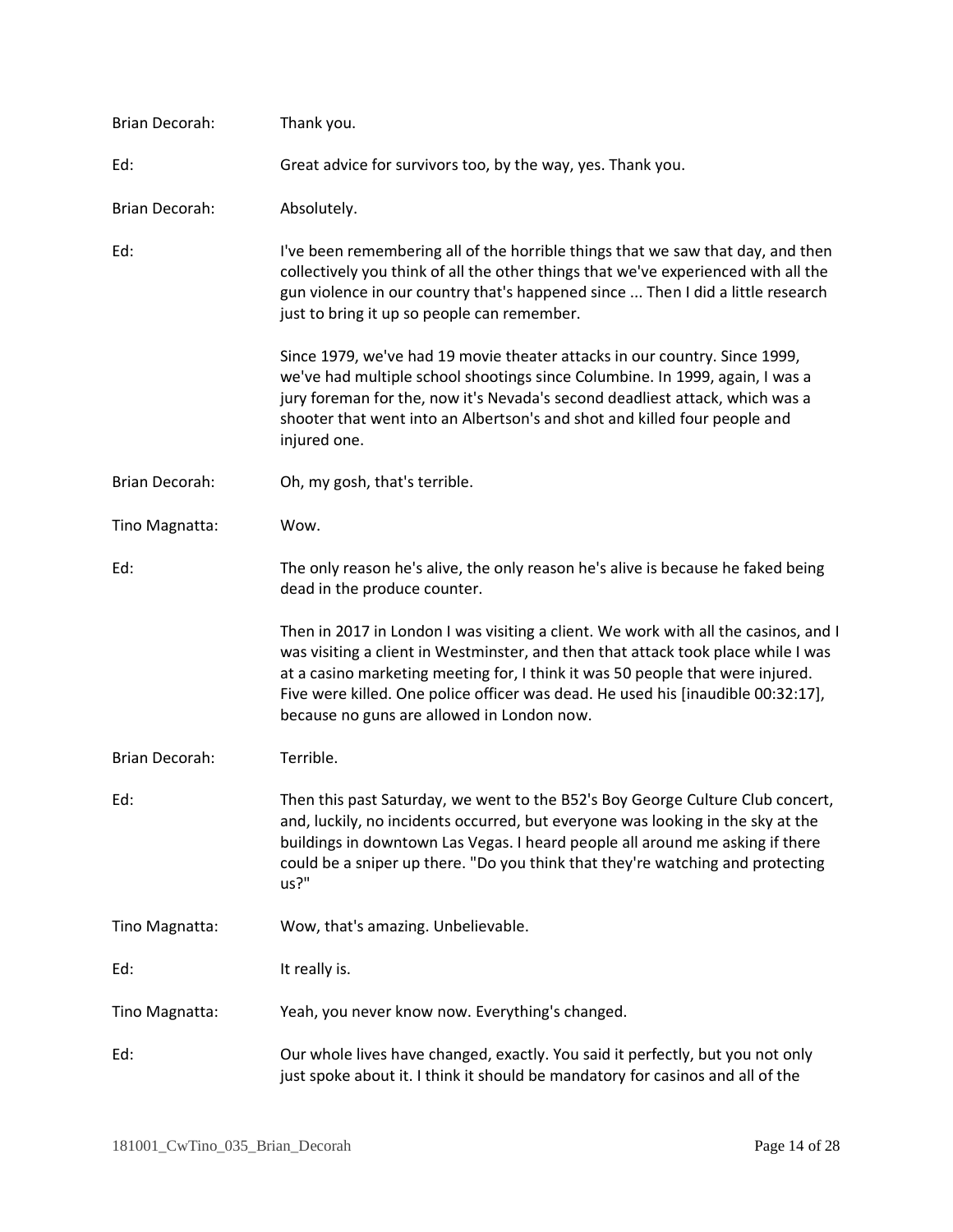Brian Decorah: Thank you.

Ed: Great advice for survivors too, by the way, yes. Thank you.

Brian Decorah: Absolutely.

Ed: I've been remembering all of the horrible things that we saw that day, and then collectively you think of all the other things that we've experienced with all the gun violence in our country that's happened since ... Then I did a little research just to bring it up so people can remember.

Since 1979, we've had 19 movie theater attacks in our country. Since 1999, we've had multiple school shootings since Columbine. In 1999, again, I was a jury foreman for the, now it's Nevada's second deadliest attack, which was a shooter that went into an Albertson's and shot and killed four people and injured one.

Brian Decorah: Oh, my gosh, that's terrible.

Tino Magnatta: Wow.

Ed: The only reason he's alive, the only reason he's alive is because he faked being dead in the produce counter.

Then in 2017 in London I was visiting a client. We work with all the casinos, and I was visiting a client in Westminster, and then that attack took place while I was at a casino marketing meeting for, I think it was 50 people that were injured. Five were killed. One police officer was dead. He used his [inaudible 00:32:17], because no guns are allowed in London now.

Brian Decorah: Terrible.

Ed: Then this past Saturday, we went to the B52's Boy George Culture Club concert, and, luckily, no incidents occurred, but everyone was looking in the sky at the buildings in downtown Las Vegas. I heard people all around me asking if there could be a sniper up there. "Do you think that they're watching and protecting us?"

Tino Magnatta: Wow, that's amazing. Unbelievable.

Ed: It really is.

Tino Magnatta: Yeah, you never know now. Everything's changed.

Ed: Our whole lives have changed, exactly. You said it perfectly, but you not only just spoke about it. I think it should be mandatory for casinos and all of the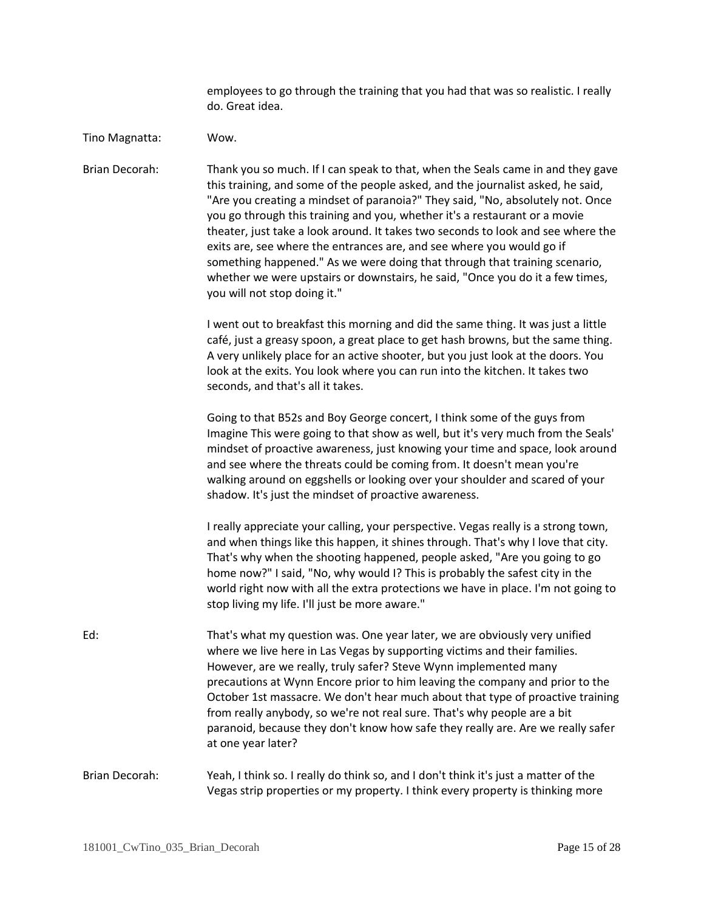employees to go through the training that you had that was so realistic. I really do. Great idea.

Tino Magnatta: Wow.

Brian Decorah: Thank you so much. If I can speak to that, when the Seals came in and they gave this training, and some of the people asked, and the journalist asked, he said, "Are you creating a mindset of paranoia?" They said, "No, absolutely not. Once you go through this training and you, whether it's a restaurant or a movie theater, just take a look around. It takes two seconds to look and see where the exits are, see where the entrances are, and see where you would go if something happened." As we were doing that through that training scenario, whether we were upstairs or downstairs, he said, "Once you do it a few times, you will not stop doing it."

I went out to breakfast this morning and did the same thing. It was just a little café, just a greasy spoon, a great place to get hash browns, but the same thing. A very unlikely place for an active shooter, but you just look at the doors. You look at the exits. You look where you can run into the kitchen. It takes two seconds, and that's all it takes.

Going to that B52s and Boy George concert, I think some of the guys from Imagine This were going to that show as well, but it's very much from the Seals' mindset of proactive awareness, just knowing your time and space, look around and see where the threats could be coming from. It doesn't mean you're walking around on eggshells or looking over your shoulder and scared of your shadow. It's just the mindset of proactive awareness.

I really appreciate your calling, your perspective. Vegas really is a strong town, and when things like this happen, it shines through. That's why I love that city. That's why when the shooting happened, people asked, "Are you going to go home now?" I said, "No, why would I? This is probably the safest city in the world right now with all the extra protections we have in place. I'm not going to stop living my life. I'll just be more aware."

Ed: That's what my question was. One year later, we are obviously very unified where we live here in Las Vegas by supporting victims and their families. However, are we really, truly safer? Steve Wynn implemented many precautions at Wynn Encore prior to him leaving the company and prior to the October 1st massacre. We don't hear much about that type of proactive training from really anybody, so we're not real sure. That's why people are a bit paranoid, because they don't know how safe they really are. Are we really safer at one year later?

Brian Decorah: Yeah, I think so. I really do think so, and I don't think it's just a matter of the Vegas strip properties or my property. I think every property is thinking more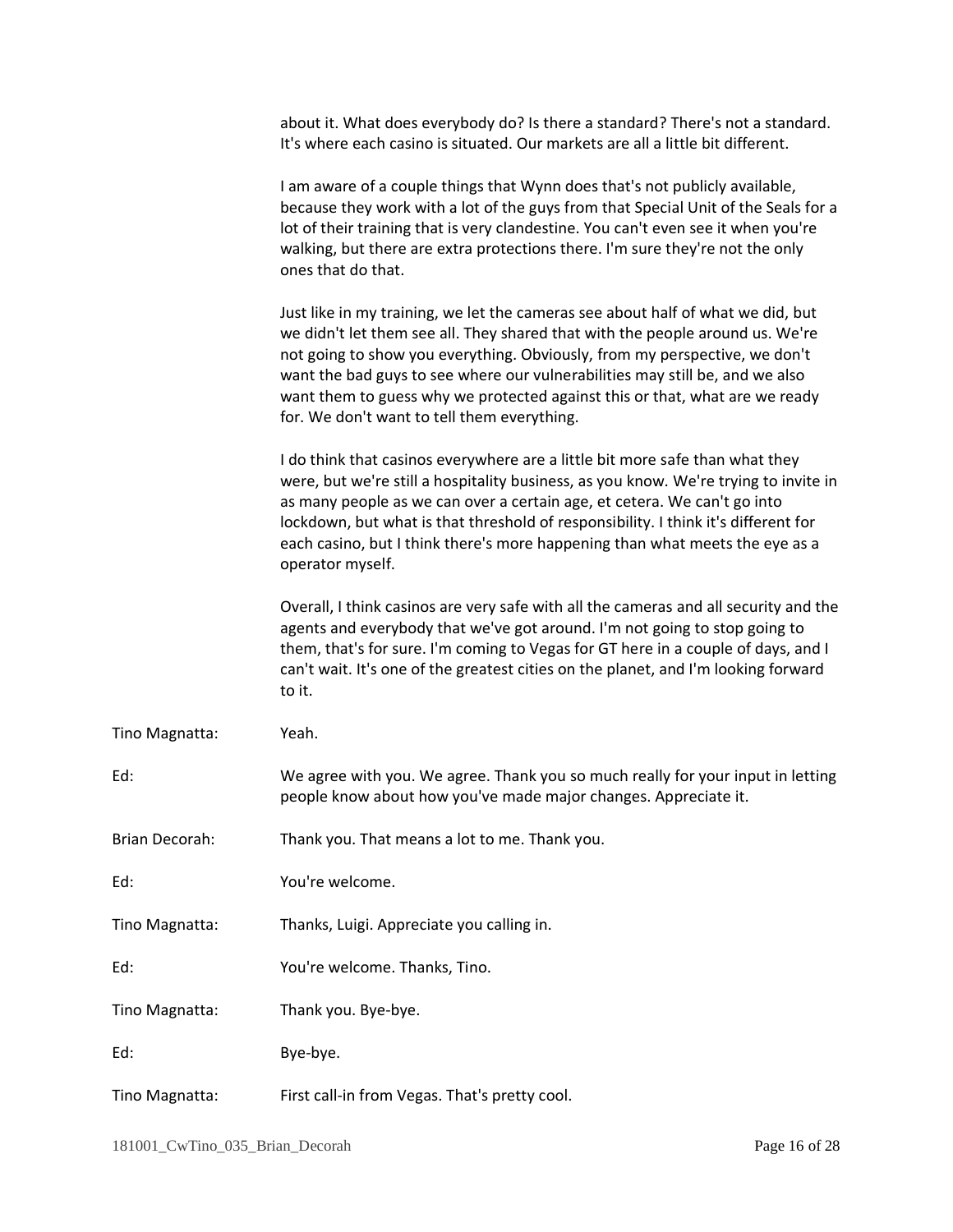about it. What does everybody do? Is there a standard? There's not a standard. It's where each casino is situated. Our markets are all a little bit different.

I am aware of a couple things that Wynn does that's not publicly available, because they work with a lot of the guys from that Special Unit of the Seals for a lot of their training that is very clandestine. You can't even see it when you're walking, but there are extra protections there. I'm sure they're not the only ones that do that.

Just like in my training, we let the cameras see about half of what we did, but we didn't let them see all. They shared that with the people around us. We're not going to show you everything. Obviously, from my perspective, we don't want the bad guys to see where our vulnerabilities may still be, and we also want them to guess why we protected against this or that, what are we ready for. We don't want to tell them everything.

I do think that casinos everywhere are a little bit more safe than what they were, but we're still a hospitality business, as you know. We're trying to invite in as many people as we can over a certain age, et cetera. We can't go into lockdown, but what is that threshold of responsibility. I think it's different for each casino, but I think there's more happening than what meets the eye as a operator myself.

Overall, I think casinos are very safe with all the cameras and all security and the agents and everybody that we've got around. I'm not going to stop going to them, that's for sure. I'm coming to Vegas for GT here in a couple of days, and I can't wait. It's one of the greatest cities on the planet, and I'm looking forward to it.

Tino Magnatta: Yeah.

Ed: We agree with you. We agree. Thank you so much really for your input in letting people know about how you've made major changes. Appreciate it.

Brian Decorah: Thank you. That means a lot to me. Thank you.

Ed: You're welcome.

Tino Magnatta: Thanks, Luigi. Appreciate you calling in.

Ed: You're welcome. Thanks, Tino.

Tino Magnatta: Thank you. Bye-bye.

Ed: Bye-bye.

Tino Magnatta: First call-in from Vegas. That's pretty cool.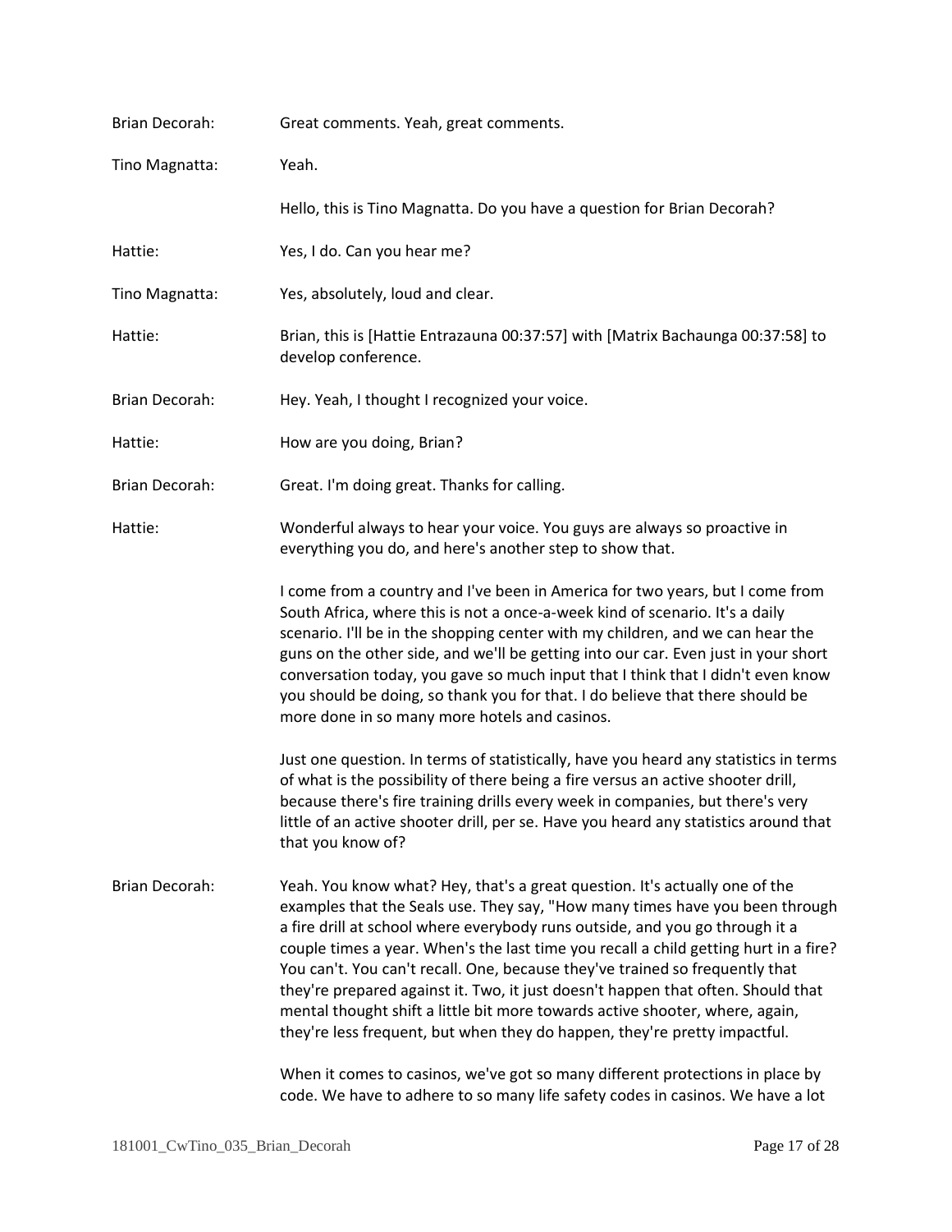Brian Decorah: Great comments. Yeah, great comments.

Tino Magnatta: Yeah.

Hello, this is Tino Magnatta. Do you have a question for Brian Decorah?

Hattie: Yes, I do. Can you hear me?

Tino Magnatta: Yes, absolutely, loud and clear.

Hattie: Brian, this is [Hattie Entrazauna 00:37:57] with [Matrix Bachaunga 00:37:58] to develop conference.

Brian Decorah: Hey. Yeah, I thought I recognized your voice.

Hattie: How are you doing, Brian?

Brian Decorah: Great. I'm doing great. Thanks for calling.

Hattie: Wonderful always to hear your voice. You guys are always so proactive in everything you do, and here's another step to show that.

I come from a country and I've been in America for two years, but I come from South Africa, where this is not a once-a-week kind of scenario. It's a daily scenario. I'll be in the shopping center with my children, and we can hear the guns on the other side, and we'll be getting into our car. Even just in your short conversation today, you gave so much input that I think that I didn't even know you should be doing, so thank you for that. I do believe that there should be more done in so many more hotels and casinos.

Just one question. In terms of statistically, have you heard any statistics in terms of what is the possibility of there being a fire versus an active shooter drill, because there's fire training drills every week in companies, but there's very little of an active shooter drill, per se. Have you heard any statistics around that that you know of?

Brian Decorah: Yeah. You know what? Hey, that's a great question. It's actually one of the examples that the Seals use. They say, "How many times have you been through a fire drill at school where everybody runs outside, and you go through it a couple times a year. When's the last time you recall a child getting hurt in a fire? You can't. You can't recall. One, because they've trained so frequently that they're prepared against it. Two, it just doesn't happen that often. Should that mental thought shift a little bit more towards active shooter, where, again, they're less frequent, but when they do happen, they're pretty impactful.

When it comes to casinos, we've got so many different protections in place by code. We have to adhere to so many life safety codes in casinos. We have a lot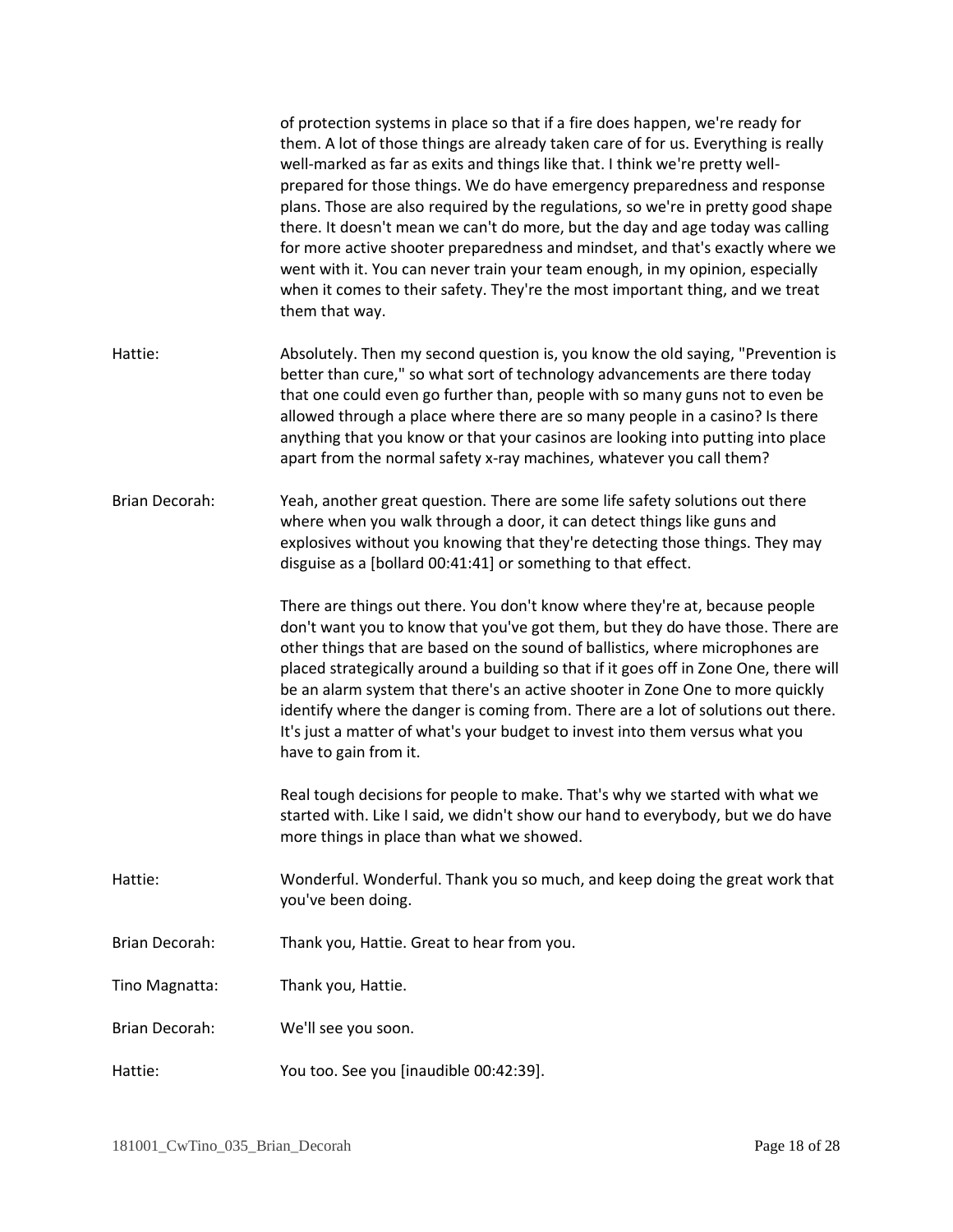of protection systems in place so that if a fire does happen, we're ready for them. A lot of those things are already taken care of for us. Everything is really well-marked as far as exits and things like that. I think we're pretty well-prepared for those things. We do have emergency preparedness and response plans. Those are also required by the regulations, so we're in pretty good shape there. It doesn't mean we can't do more, but the day and age today was calling for more active shooter preparedness and mindset, and that's exactly where we went with it. You can never train your team enough, in my opinion, especially when it comes to their safety. They're the most important thing, and we treat them that way.

Hattie: Absolutely. Then my second question is, you know the old saying, "Prevention is better than cure," so what sort of technology advancements are there today that one could even go further than, people with so many guns not to even be allowed through a place where there are so many people in a casino? Is there anything that you know or that your casinos are looking into putting into place apart from the normal safety x-ray machines, whatever you call them?

Brian Decorah: Yeah, another great question. There are some life safety solutions out there where when you walk through a door, it can detect things like guns and explosives without you knowing that they're detecting those things. They may disguise as a [bollard 00:41:41] or something to that effect.

There are things out there. You don't know where they're at, because people don't want you to know that you've got them, but they do have those. There are other things that are based on the sound of ballistics, where microphones are placed strategically around a building so that if it goes off in Zone One, there will be an alarm system that there's an active shooter in Zone One to more quickly identify where the danger is coming from. There are a lot of solutions out there. It's just a matter of what's your budget to invest into them versus what you have to gain from it.

Real tough decisions for people to make. That's why we started with what we started with. Like I said, we didn't show our hand to everybody, but we do have more things in place than what we showed.

Hattie: Wonderful. Wonderful. Thank you so much, and keep doing the great work that you've been doing.

Brian Decorah: Thank you, Hattie. Great to hear from you.

Tino Magnatta: Thank you, Hattie.

Brian Decorah: We'll see you soon.

Hattie: You too. See you [inaudible 00:42:39].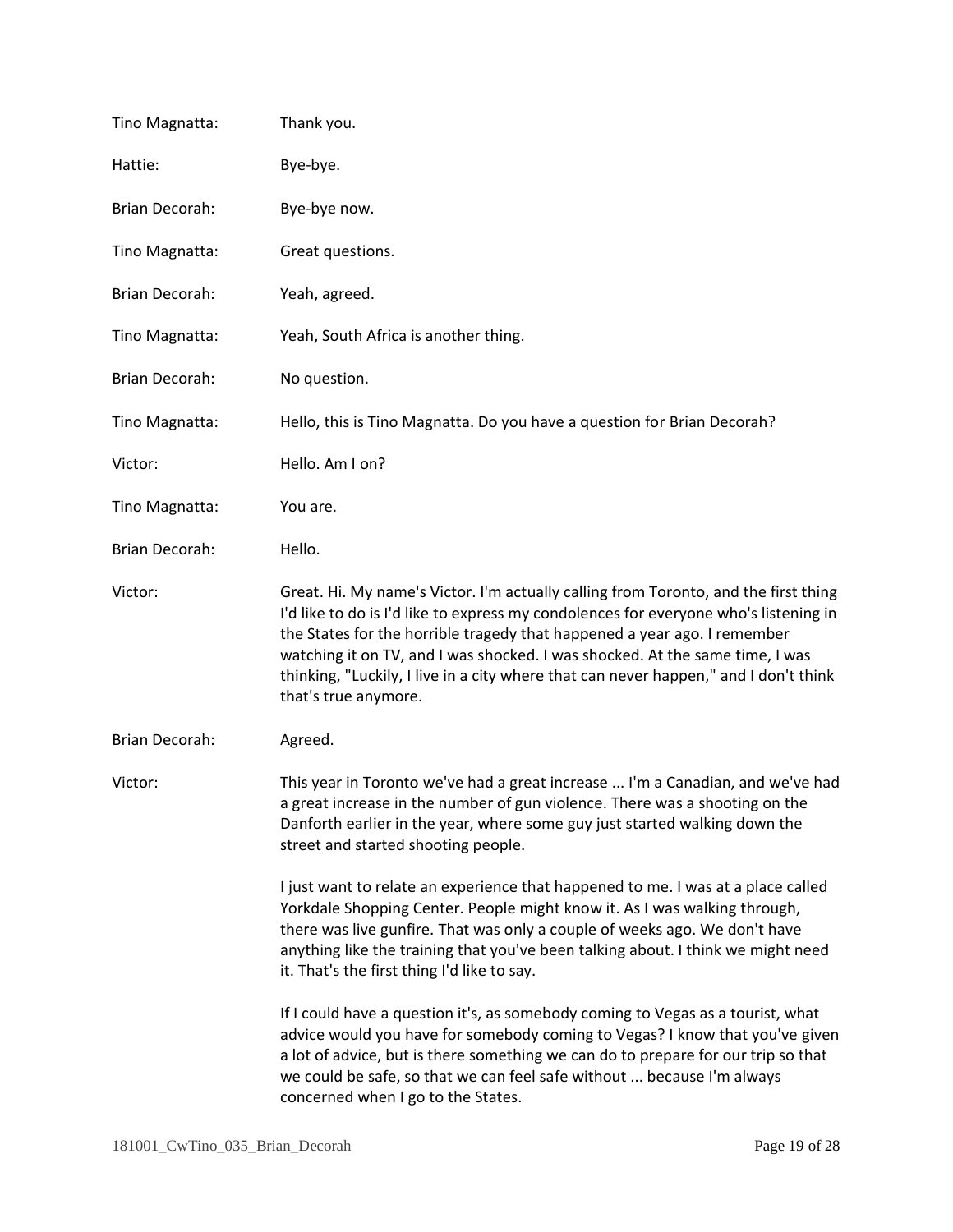Tino Magnatta: Thank you.

Hattie: Bye-bye.

Brian Decorah: Bye-bye now.

Tino Magnatta: Great questions.

Brian Decorah: Yeah, agreed.

Tino Magnatta: Yeah, South Africa is another thing.

Brian Decorah: No question.

Tino Magnatta: Hello, this is Tino Magnatta. Do you have a question for Brian Decorah?

Victor: Hello. Am I on?

Tino Magnatta: You are.

Brian Decorah: Hello.

Victor: Great. Hi. My name's Victor. I'm actually calling from Toronto, and the first thing I'd like to do is I'd like to express my condolences for everyone who's listening in the States for the horrible tragedy that happened a year ago. I remember watching it on TV, and I was shocked. I was shocked. At the same time, I was thinking, "Luckily, I live in a city where that can never happen," and I don't think that's true anymore.

Brian Decorah: Agreed.

Victor: This year in Toronto we've had a great increase ... I'm a Canadian, and we've had a great increase in the number of gun violence. There was a shooting on the Danforth earlier in the year, where some guy just started walking down the street and started shooting people.

I just want to relate an experience that happened to me. I was at a place called Yorkdale Shopping Center. People might know it. As I was walking through, there was live gunfire. That was only a couple of weeks ago. We don't have anything like the training that you've been talking about. I think we might need it. That's the first thing I'd like to say.

If I could have a question it's, as somebody coming to Vegas as a tourist, what advice would you have for somebody coming to Vegas? I know that you've given a lot of advice, but is there something we can do to prepare for our trip so that we could be safe, so that we can feel safe without ... because I'm always concerned when I go to the States.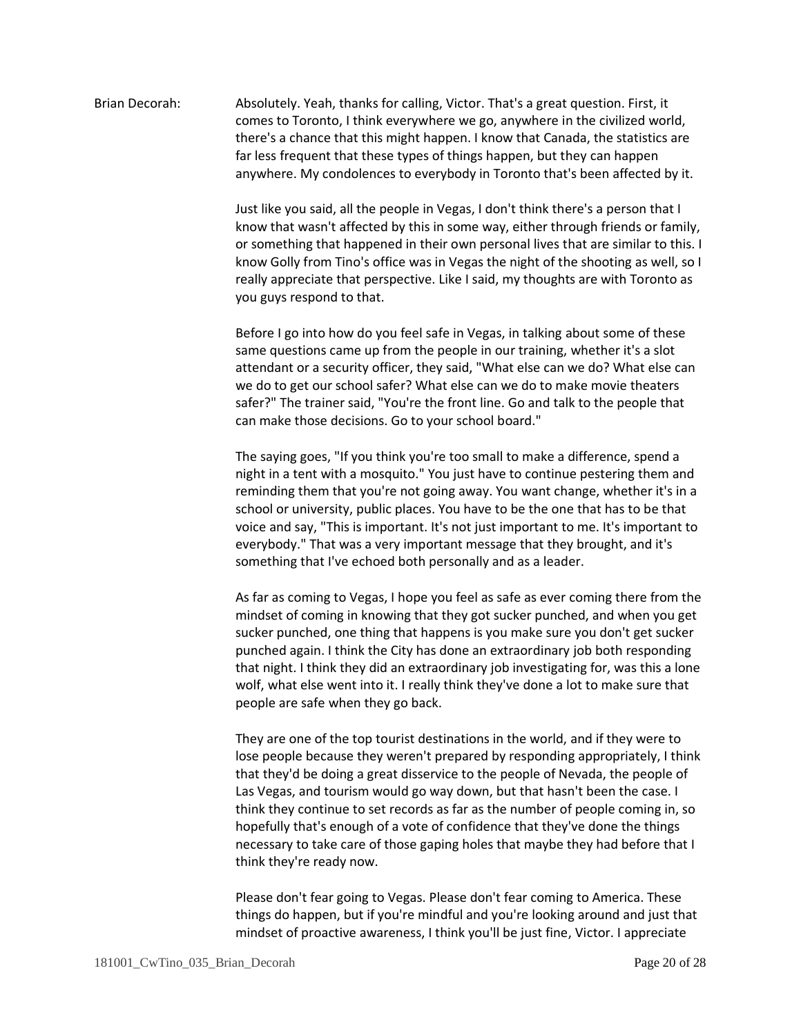Brian Decorah: Absolutely. Yeah, thanks for calling, Victor. That's a great question. First, it comes to Toronto, I think everywhere we go, anywhere in the civilized world, there's a chance that this might happen. I know that Canada, the statistics are far less frequent that these types of things happen, but they can happen anywhere. My condolences to everybody in Toronto that's been affected by it.

Just like you said, all the people in Vegas, I don't think there's a person that I know that wasn't affected by this in some way, either through friends or family, or something that happened in their own personal lives that are similar to this. I know Golly from Tino's office was in Vegas the night of the shooting as well, so I really appreciate that perspective. Like I said, my thoughts are with Toronto as you guys respond to that.

Before I go into how do you feel safe in Vegas, in talking about some of these same questions came up from the people in our training, whether it's a slot attendant or a security officer, they said, "What else can we do? What else can we do to get our school safer? What else can we do to make movie theaters safer?" The trainer said, "You're the front line. Go and talk to the people that can make those decisions. Go to your school board."

The saying goes, "If you think you're too small to make a difference, spend a night in a tent with a mosquito." You just have to continue pestering them and reminding them that you're not going away. You want change, whether it's in a school or university, public places. You have to be the one that has to be that voice and say, "This is important. It's not just important to me. It's important to everybody." That was a very important message that they brought, and it's something that I've echoed both personally and as a leader.

As far as coming to Vegas, I hope you feel as safe as ever coming there from the mindset of coming in knowing that they got sucker punched, and when you get sucker punched, one thing that happens is you make sure you don't get sucker punched again. I think the City has done an extraordinary job both responding that night. I think they did an extraordinary job investigating for, was this a lone wolf, what else went into it. I really think they've done a lot to make sure that people are safe when they go back.

They are one of the top tourist destinations in the world, and if they were to lose people because they weren't prepared by responding appropriately, I think that they'd be doing a great disservice to the people of Nevada, the people of Las Vegas, and tourism would go way down, but that hasn't been the case. I think they continue to set records as far as the number of people coming in, so hopefully that's enough of a vote of confidence that they've done the things necessary to take care of those gaping holes that maybe they had before that I think they're ready now.

Please don't fear going to Vegas. Please don't fear coming to America. These things do happen, but if you're mindful and you're looking around and just that mindset of proactive awareness, I think you'll be just fine, Victor. I appreciate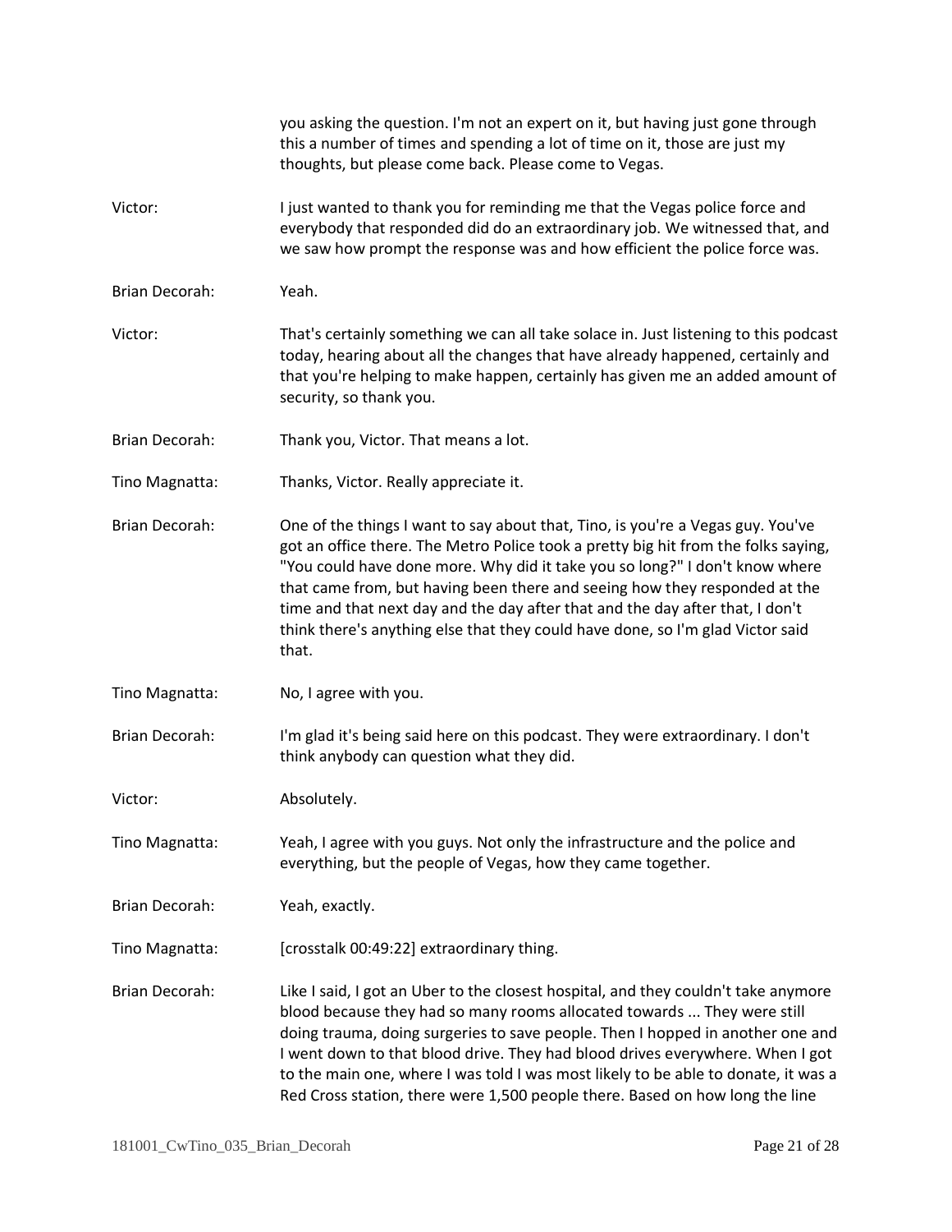you asking the question. I'm not an expert on it, but having just gone through this a number of times and spending a lot of time on it, those are just my thoughts, but please come back. Please come to Vegas.

**Victor:** I just wanted to thank you for reminding me that the Vegas police force and everybody that responded did do an extraordinary job. We witnessed that, and we saw how prompt the response was and how efficient the police force was.

**Brian Decorah:** Yeah.

**Victor:** That's certainly something we can all take solace in. Just listening to this podcast today, hearing about all the changes that have already happened, certainly and that you're helping to make happen, certainly has given me an added amount of security, so thank you.

**Brian Decorah:** Thank you, Victor. That means a lot.

**Tino Magnatta:** Thanks, Victor. Really appreciate it.

**Brian Decorah:** One of the things I want to say about that, Tino, is you're a Vegas guy. You've got an office there. The Metro Police took a pretty big hit from the folks saying, "You could have done more. Why did it take you so long?" I don't know where that came from, but having been there and seeing how they responded at the time and that next day and the day after that and the day after that, I don't think there's anything else that they could have done, so I'm glad Victor said that.

**Tino Magnatta:** No, I agree with you.

**Brian Decorah:** I'm glad it's being said here on this podcast. They were extraordinary. I don't think anybody can question what they did.

**Victor:** Absolutely.

**Tino Magnatta:** Yeah, I agree with you guys. Not only the infrastructure and the police and everything, but the people of Vegas, how they came together.

**Brian Decorah:** Yeah, exactly.

**Tino Magnatta:** [crosstalk 00:49:22] extraordinary thing.

**Brian Decorah:** Like I said, I got an Uber to the closest hospital, and they couldn't take anymore blood because they had so many rooms allocated towards ... They were still doing trauma, doing surgeries to save people. Then I hopped in another one and I went down to that blood drive. They had blood drives everywhere. When I got to the main one, where I was told I was most likely to be able to donate, it was a Red Cross station, there were 1,500 people there. Based on how long the line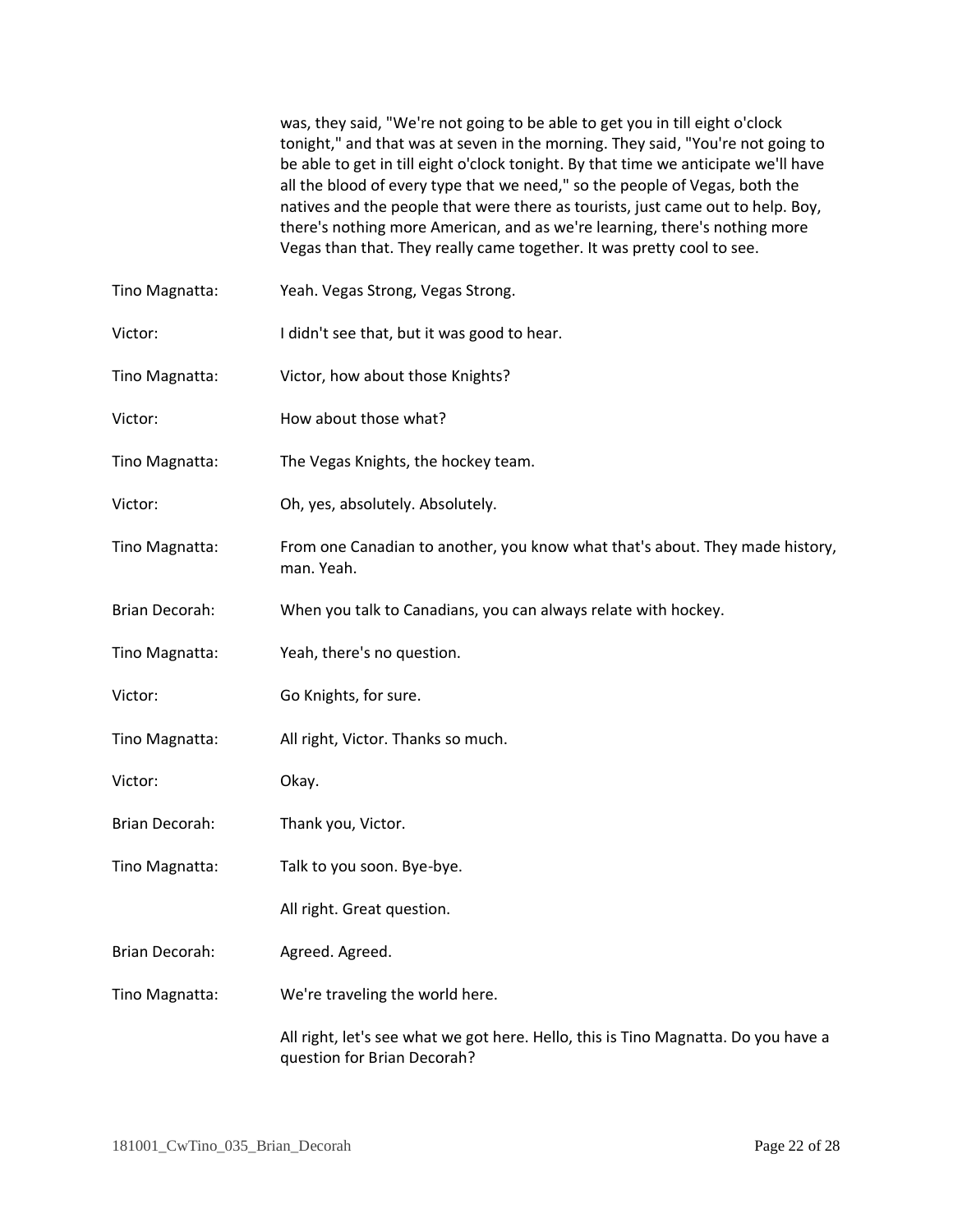was, they said, "We're not going to be able to get you in till eight o'clock tonight," and that was at seven in the morning. They said, "You're not going to be able to get in till eight o'clock tonight. By that time we anticipate we'll have all the blood of every type that we need," so the people of Vegas, both the natives and the people that were there as tourists, just came out to help. Boy, there's nothing more American, and as we're learning, there's nothing more Vegas than that. They really came together. It was pretty cool to see.

Tino Magnatta: Yeah. Vegas Strong, Vegas Strong.

Victor: I didn't see that, but it was good to hear.

Tino Magnatta: Victor, how about those Knights?

Victor: How about those what?

Tino Magnatta: The Vegas Knights, the hockey team.

Victor: Oh, yes, absolutely. Absolutely.

Tino Magnatta: From one Canadian to another, you know what that's about. They made history, man. Yeah.

Brian Decorah: When you talk to Canadians, you can always relate with hockey.

Tino Magnatta: Yeah, there's no question.

Victor: Go Knights, for sure.

Tino Magnatta: All right, Victor. Thanks so much.

Victor: Okay.

Brian Decorah: Thank you, Victor.

Tino Magnatta: Talk to you soon. Bye-bye.

All right. Great question.

Brian Decorah: Agreed. Agreed.

Tino Magnatta: We're traveling the world here.

All right, let's see what we got here. Hello, this is Tino Magnatta. Do you have a question for Brian Decorah?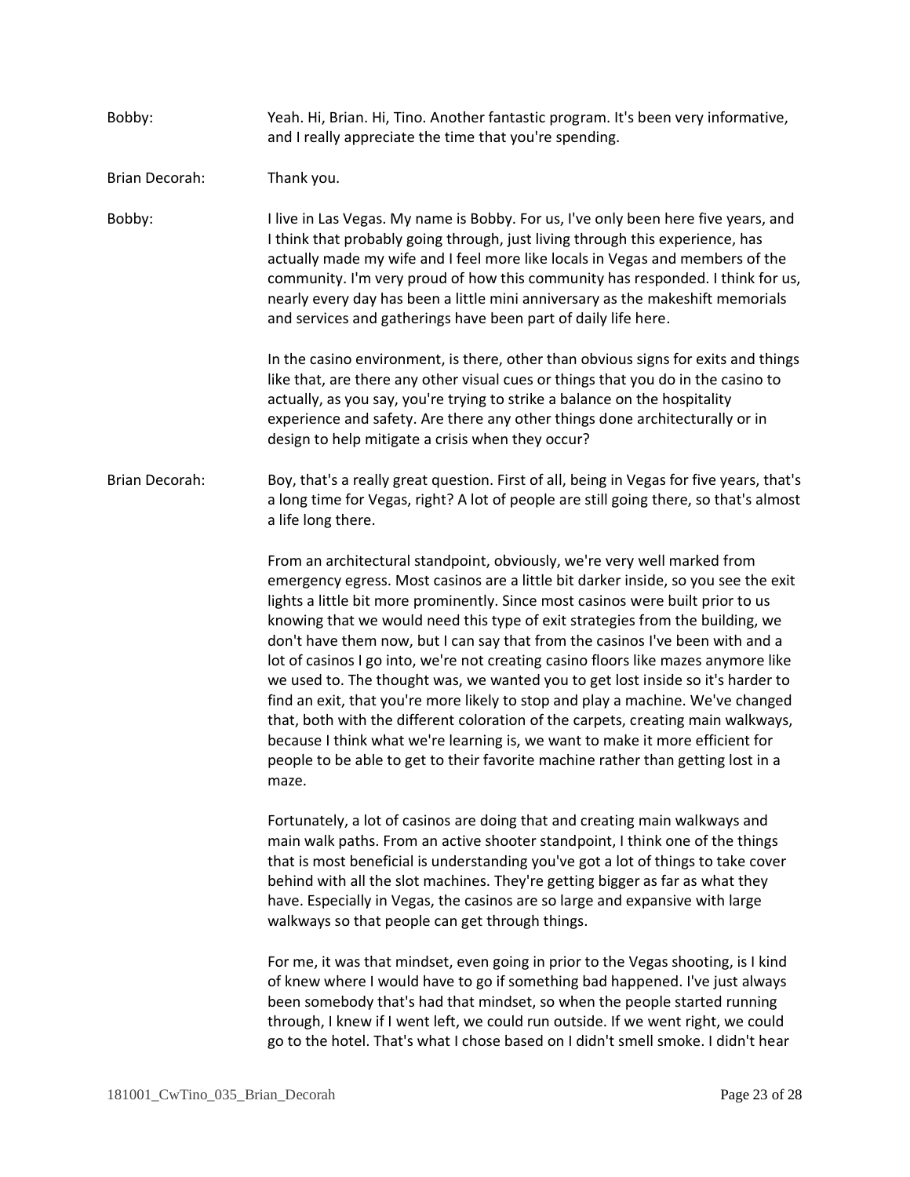Bobby: Yeah. Hi, Brian. Hi, Tino. Another fantastic program. It's been very informative, and I really appreciate the time that you're spending.

Brian Decorah: Thank you.

Bobby: I live in Las Vegas. My name is Bobby. For us, I've only been here five years, and I think that probably going through, just living through this experience, has actually made my wife and I feel more like locals in Vegas and members of the community. I'm very proud of how this community has responded. I think for us, nearly every day has been a little mini anniversary as the makeshift memorials and services and gatherings have been part of daily life here.

In the casino environment, is there, other than obvious signs for exits and things like that, are there any other visual cues or things that you do in the casino to actually, as you say, you're trying to strike a balance on the hospitality experience and safety. Are there any other things done architecturally or in design to help mitigate a crisis when they occur?

Brian Decorah: Boy, that's a really great question. First of all, being in Vegas for five years, that's a long time for Vegas, right? A lot of people are still going there, so that's almost a life long there.

From an architectural standpoint, obviously, we're very well marked from emergency egress. Most casinos are a little bit darker inside, so you see the exit lights a little bit more prominently. Since most casinos were built prior to us knowing that we would need this type of exit strategies from the building, we don't have them now, but I can say that from the casinos I've been with and a lot of casinos I go into, we're not creating casino floors like mazes anymore like we used to. The thought was, we wanted you to get lost inside so it's harder to find an exit, that you're more likely to stop and play a machine. We've changed that, both with the different coloration of the carpets, creating main walkways, because I think what we're learning is, we want to make it more efficient for people to be able to get to their favorite machine rather than getting lost in a maze.

Fortunately, a lot of casinos are doing that and creating main walkways and main walk paths. From an active shooter standpoint, I think one of the things that is most beneficial is understanding you've got a lot of things to take cover behind with all the slot machines. They're getting bigger as far as what they have. Especially in Vegas, the casinos are so large and expansive with large walkways so that people can get through things.

For me, it was that mindset, even going in prior to the Vegas shooting, is I kind of knew where I would have to go if something bad happened. I've just always been somebody that's had that mindset, so when the people started running through, I knew if I went left, we could run outside. If we went right, we could go to the hotel. That's what I chose based on I didn't smell smoke. I didn't hear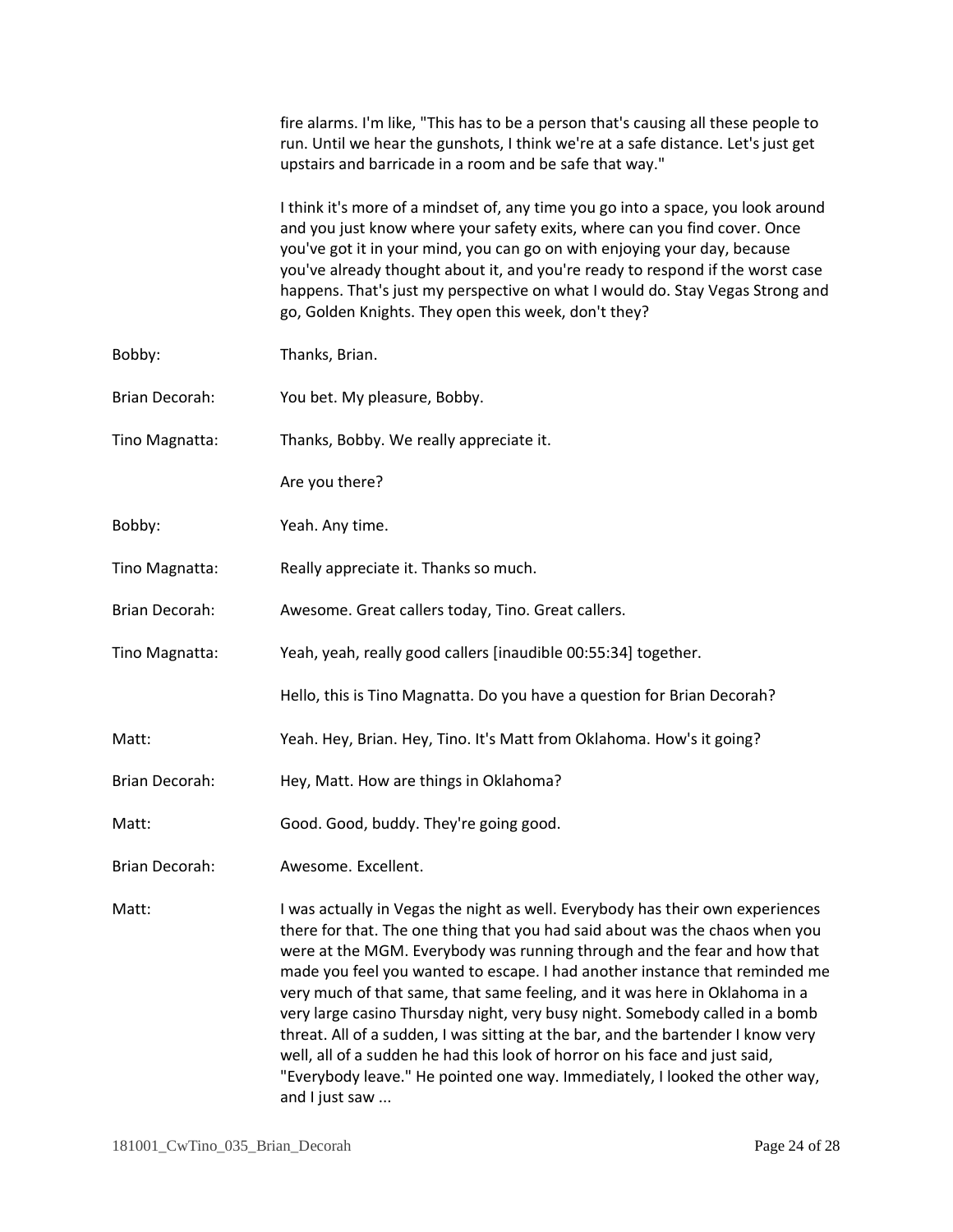fire alarms. I'm like, "This has to be a person that's causing all these people to run. Until we hear the gunshots, I think we're at a safe distance. Let's just get upstairs and barricade in a room and be safe that way."

I think it's more of a mindset of, any time you go into a space, you look around and you just know where your safety exits, where can you find cover. Once you've got it in your mind, you can go on with enjoying your day, because you've already thought about it, and you're ready to respond if the worst case happens. That's just my perspective on what I would do. Stay Vegas Strong and go, Golden Knights. They open this week, don't they?

Bobby: Thanks, Brian.

Brian Decorah: You bet. My pleasure, Bobby.

Tino Magnatta: Thanks, Bobby. We really appreciate it.

Are you there?

Bobby: Yeah. Any time.

Tino Magnatta: Really appreciate it. Thanks so much.

Brian Decorah: Awesome. Great callers today, Tino. Great callers.

Tino Magnatta: Yeah, yeah, really good callers [inaudible 00:55:34] together.

Hello, this is Tino Magnatta. Do you have a question for Brian Decorah?

Matt: Yeah. Hey, Brian. Hey, Tino. It's Matt from Oklahoma. How's it going?

Brian Decorah: Hey, Matt. How are things in Oklahoma?

Matt: Good. Good, buddy. They're going good.

Brian Decorah: Awesome. Excellent.

Matt: I was actually in Vegas the night as well. Everybody has their own experiences there for that. The one thing that you had said about was the chaos when you were at the MGM. Everybody was running through and the fear and how that made you feel you wanted to escape. I had another instance that reminded me very much of that same, that same feeling, and it was here in Oklahoma in a very large casino Thursday night, very busy night. Somebody called in a bomb threat. All of a sudden, I was sitting at the bar, and the bartender I know very well, all of a sudden he had this look of horror on his face and just said, "Everybody leave." He pointed one way. Immediately, I looked the other way, and I just saw ...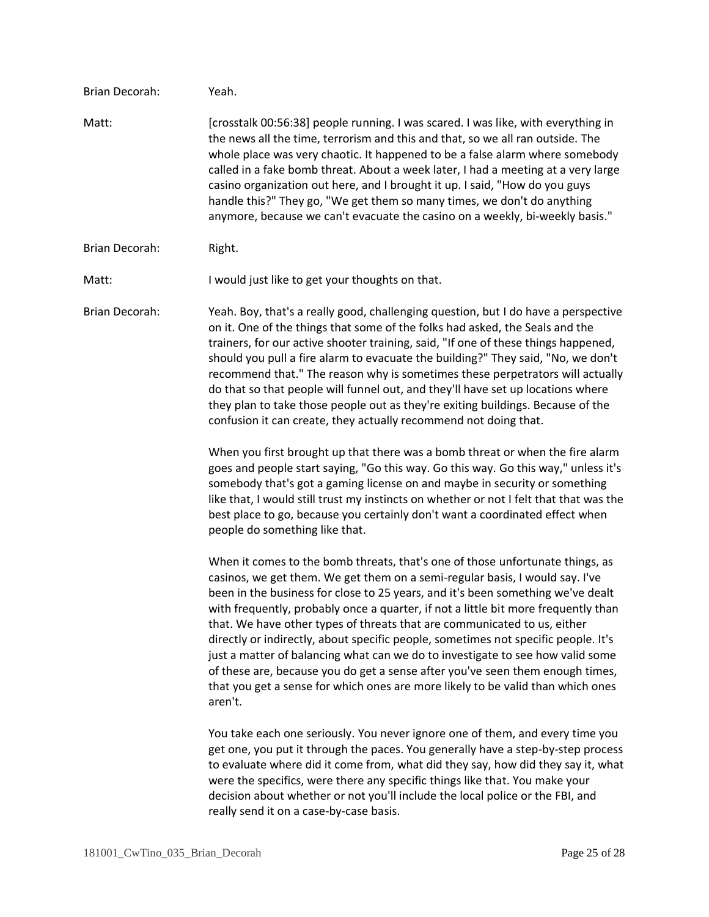**Brian Decorah:** Yeah.

**Matt:** [crosstalk 00:56:38] people running. I was scared. I was like, with everything in the news all the time, terrorism and this and that, so we all ran outside. The whole place was very chaotic. It happened to be a false alarm where somebody called in a fake bomb threat. About a week later, I had a meeting at a very large casino organization out here, and I brought it up. I said, "How do you guys handle this?" They go, "We get them so many times, we don't do anything anymore, because we can't evacuate the casino on a weekly, bi-weekly basis."

**Brian Decorah:** Right.

**Matt:** I would just like to get your thoughts on that.

**Brian Decorah:** Yeah. Boy, that's a really good, challenging question, but I do have a perspective on it. One of the things that some of the folks had asked, the Seals and the trainers, for our active shooter training, said, "If one of these things happened, should you pull a fire alarm to evacuate the building?" They said, "No, we don't recommend that." The reason why is sometimes these perpetrators will actually do that so that people will funnel out, and they'll have set up locations where they plan to take those people out as they're exiting buildings. Because of the confusion it can create, they actually recommend not doing that.

When you first brought up that there was a bomb threat or when the fire alarm goes and people start saying, "Go this way. Go this way. Go this way," unless it's somebody that's got a gaming license on and maybe in security or something like that, I would still trust my instincts on whether or not I felt that that was the best place to go, because you certainly don't want a coordinated effect when people do something like that.

When it comes to the bomb threats, that's one of those unfortunate things, as casinos, we get them. We get them on a semi-regular basis, I would say. I've been in the business for close to 25 years, and it's been something we've dealt with frequently, probably once a quarter, if not a little bit more frequently than that. We have other types of threats that are communicated to us, either directly or indirectly, about specific people, sometimes not specific people. It's just a matter of balancing what can we do to investigate to see how valid some of these are, because you do get a sense after you've seen them enough times, that you get a sense for which ones are more likely to be valid than which ones aren't.

You take each one seriously. You never ignore one of them, and every time you get one, you put it through the paces. You generally have a step-by-step process to evaluate where did it come from, what did they say, how did they say it, what were the specifics, were there any specific things like that. You make your decision about whether or not you'll include the local police or the FBI, and really send it on a case-by-case basis.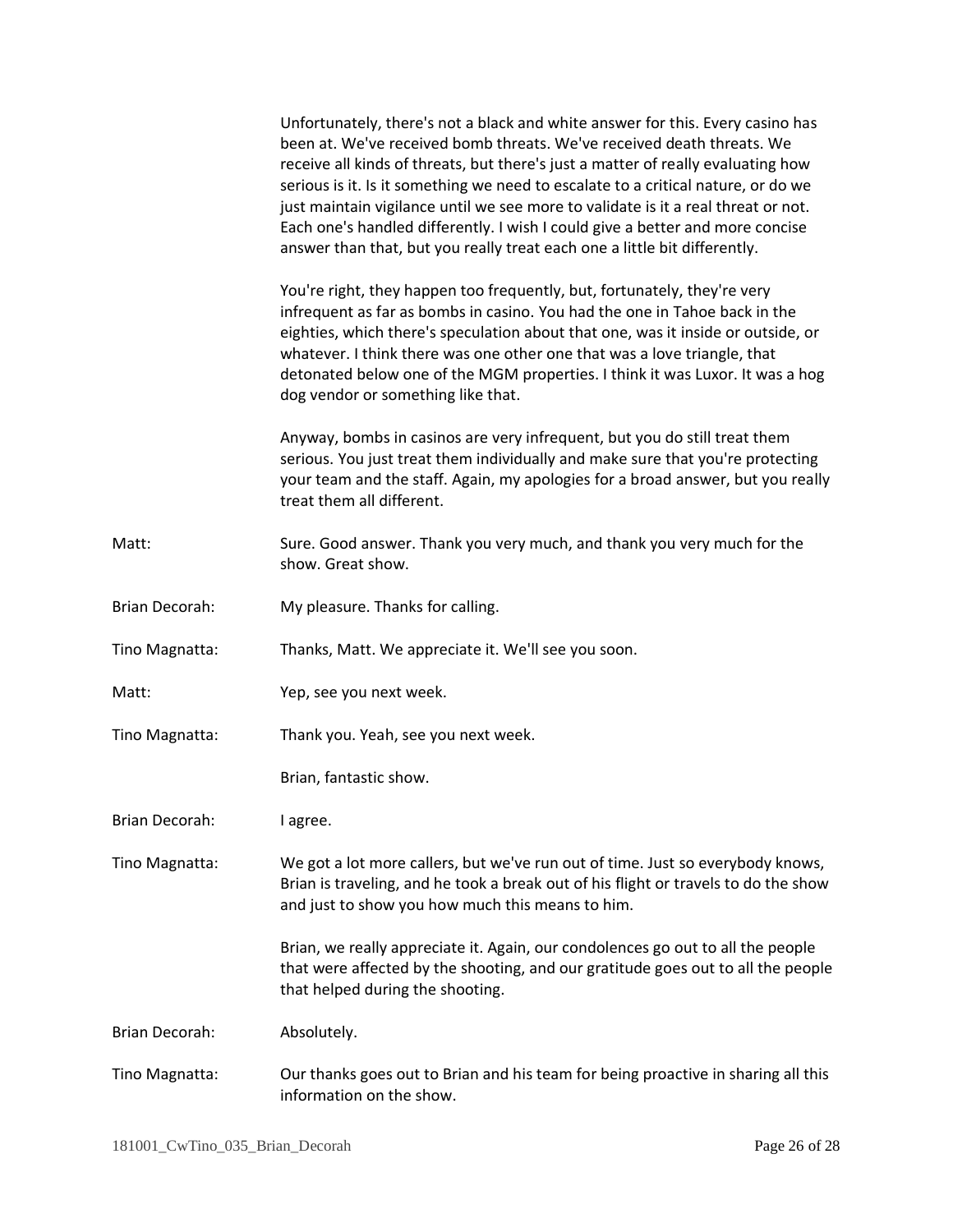Unfortunately, there's not a black and white answer for this. Every casino has been at. We've received bomb threats. We've received death threats. We receive all kinds of threats, but there's just a matter of really evaluating how serious is it. Is it something we need to escalate to a critical nature, or do we just maintain vigilance until we see more to validate is it a real threat or not. Each one's handled differently. I wish I could give a better and more concise answer than that, but you really treat each one a little bit differently.

You're right, they happen too frequently, but, fortunately, they're very infrequent as far as bombs in casino. You had the one in Tahoe back in the eighties, which there's speculation about that one, was it inside or outside, or whatever. I think there was one other one that was a love triangle, that detonated below one of the MGM properties. I think it was Luxor. It was a hog dog vendor or something like that.

Anyway, bombs in casinos are very infrequent, but you do still treat them serious. You just treat them individually and make sure that you're protecting your team and the staff. Again, my apologies for a broad answer, but you really treat them all different.

**Matt:** Sure. Good answer. Thank you very much, and thank you very much for the show. Great show.

**Brian Decorah:** My pleasure. Thanks for calling.

**Tino Magnatta:** Thanks, Matt. We appreciate it. We'll see you soon.

**Matt:** Yep, see you next week.

**Tino Magnatta:** Thank you. Yeah, see you next week.

Brian, fantastic show.

**Brian Decorah:** I agree.

**Tino Magnatta:** We got a lot more callers, but we've run out of time. Just so everybody knows, Brian is traveling, and he took a break out of his flight or travels to do the show and just to show you how much this means to him.

Brian, we really appreciate it. Again, our condolences go out to all the people that were affected by the shooting, and our gratitude goes out to all the people that helped during the shooting.

**Brian Decorah:** Absolutely.

**Tino Magnatta:** Our thanks goes out to Brian and his team for being proactive in sharing all this information on the show.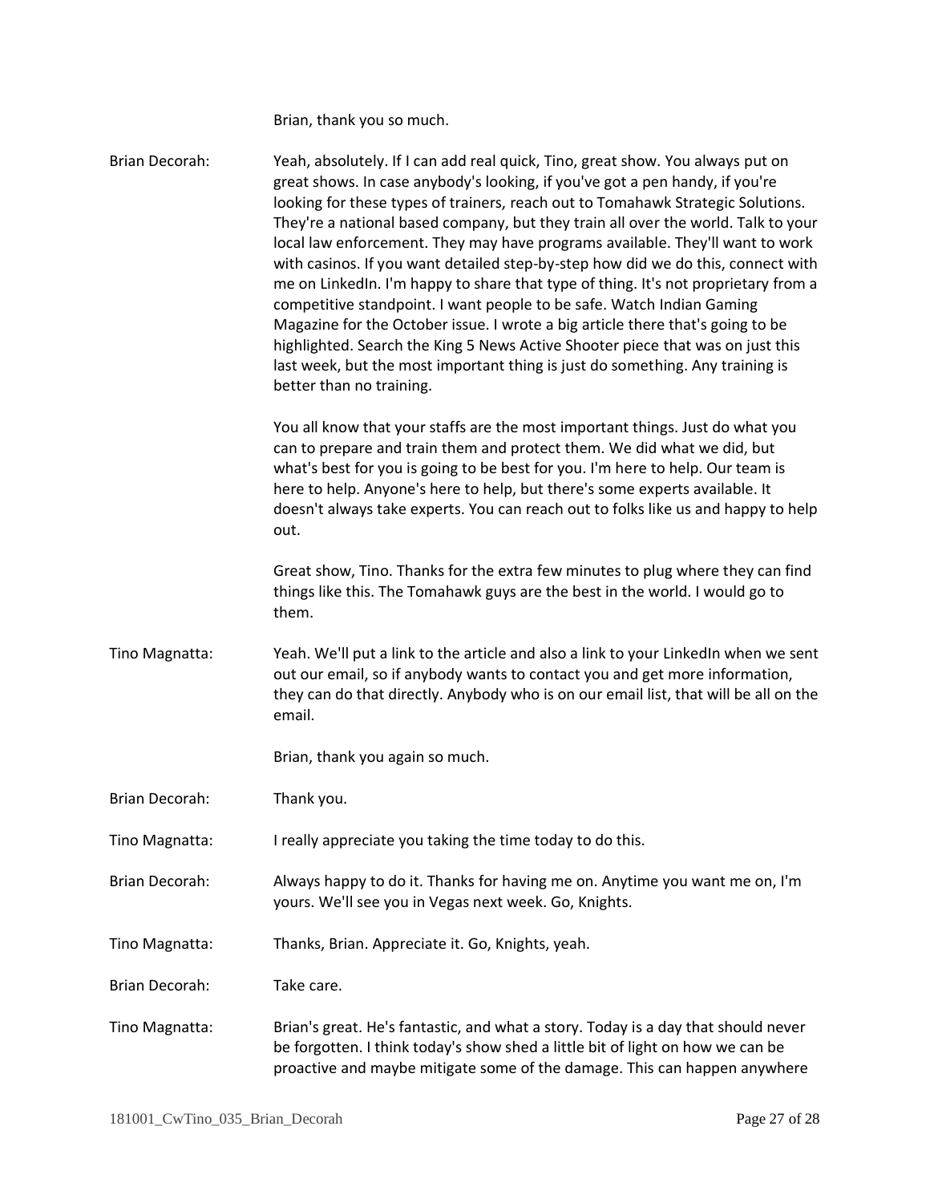Brian, thank you so much.

Brian Decorah: Yeah, absolutely. If I can add real quick, Tino, great show. You always put on great shows. In case anybody's looking, if you've got a pen handy, if you're looking for these types of trainers, reach out to Tomahawk Strategic Solutions. They're a national based company, but they train all over the world. Talk to your local law enforcement. They may have programs available. They'll want to work with casinos. If you want detailed step-by-step how did we do this, connect with me on LinkedIn. I'm happy to share that type of thing. It's not proprietary from a competitive standpoint. I want people to be safe. Watch Indian Gaming Magazine for the October issue. I wrote a big article there that's going to be highlighted. Search the King 5 News Active Shooter piece that was on just this last week, but the most important thing is just do something. Any training is better than no training.

You all know that your staffs are the most important things. Just do what you can to prepare and train them and protect them. We did what we did, but what's best for you is going to be best for you. I'm here to help. Our team is here to help. Anyone's here to help, but there's some experts available. It doesn't always take experts. You can reach out to folks like us and happy to help out.

Great show, Tino. Thanks for the extra few minutes to plug where they can find things like this. The Tomahawk guys are the best in the world. I would go to them.

Tino Magnatta: Yeah. We'll put a link to the article and also a link to your LinkedIn when we sent out our email, so if anybody wants to contact you and get more information, they can do that directly. Anybody who is on our email list, that will be all on the email.

Brian, thank you again so much.

Brian Decorah: Thank you.

Tino Magnatta: I really appreciate you taking the time today to do this.

Brian Decorah: Always happy to do it. Thanks for having me on. Anytime you want me on, I'm yours. We'll see you in Vegas next week. Go, Knights.

Tino Magnatta: Thanks, Brian. Appreciate it. Go, Knights, yeah.

Brian Decorah: Take care.

Tino Magnatta: Brian's great. He's fantastic, and what a story. Today is a day that should never be forgotten. I think today's show shed a little bit of light on how we can be proactive and maybe mitigate some of the damage. This can happen anywhere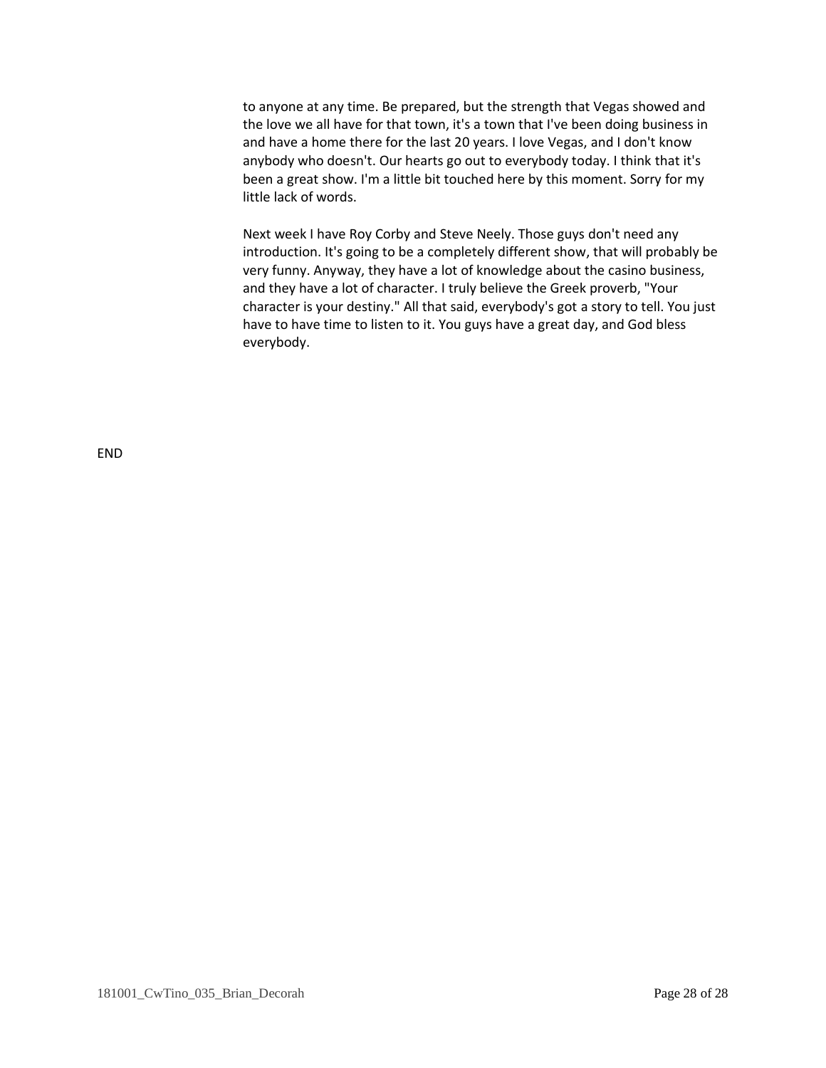to anyone at any time. Be prepared, but the strength that Vegas showed and the love we all have for that town, it's a town that I've been doing business in and have a home there for the last 20 years. I love Vegas, and I don't know anybody who doesn't. Our hearts go out to everybody today. I think that it's been a great show. I'm a little bit touched here by this moment. Sorry for my little lack of words.

Next week I have Roy Corby and Steve Neely. Those guys don't need any introduction. It's going to be a completely different show, that will probably be very funny. Anyway, they have a lot of knowledge about the casino business, and they have a lot of character. I truly believe the Greek proverb, "Your character is your destiny." All that said, everybody's got a story to tell. You just have to have time to listen to it. You guys have a great day, and God bless everybody.

END